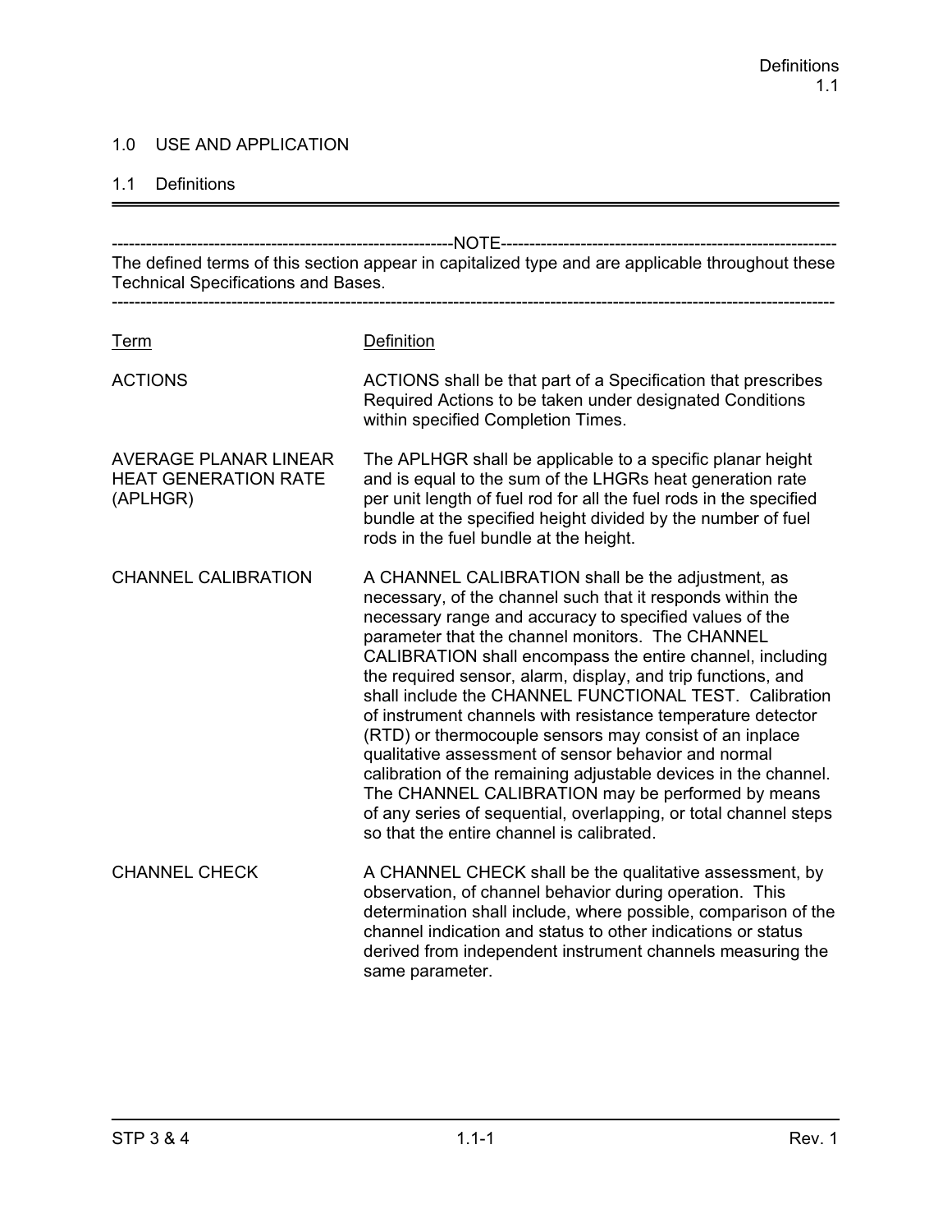# 1.0 USE AND APPLICATION

## 1.1 Definitions

---

-----------------------------------------------------------NOTE-----------------------------------------------------------
The defined terms of this section appear in capitalized type and are applicable throughout these Technical Specifications and Bases.
------------------------------------------------------------------------------------------------------------------------------

| Term | Definition |
|---|---|
| ACTIONS | ACTIONS shall be that part of a Specification that prescribes Required Actions to be taken under designated Conditions within specified Completion Times. |
| AVERAGE PLANAR LINEAR HEAT GENERATION RATE (APLHGR) | The APLHGR shall be applicable to a specific planar height and is equal to the sum of the LHGRs heat generation rate per unit length of fuel rod for all the fuel rods in the specified bundle at the specified height divided by the number of fuel rods in the fuel bundle at the height. |
| CHANNEL CALIBRATION | A CHANNEL CALIBRATION shall be the adjustment, as necessary, of the channel such that it responds within the necessary range and accuracy to specified values of the parameter that the channel monitors. The CHANNEL CALIBRATION shall encompass the entire channel, including the required sensor, alarm, display, and trip functions, and shall include the CHANNEL FUNCTIONAL TEST. Calibration of instrument channels with resistance temperature detector (RTD) or thermocouple sensors may consist of an inplace qualitative assessment of sensor behavior and normal calibration of the remaining adjustable devices in the channel. The CHANNEL CALIBRATION may be performed by means of any series of sequential, overlapping, or total channel steps so that the entire channel is calibrated. |
| CHANNEL CHECK | A CHANNEL CHECK shall be the qualitative assessment, by observation, of channel behavior during operation. This determination shall include, where possible, comparison of the channel indication and status to other indications or status derived from independent instrument channels measuring the same parameter. |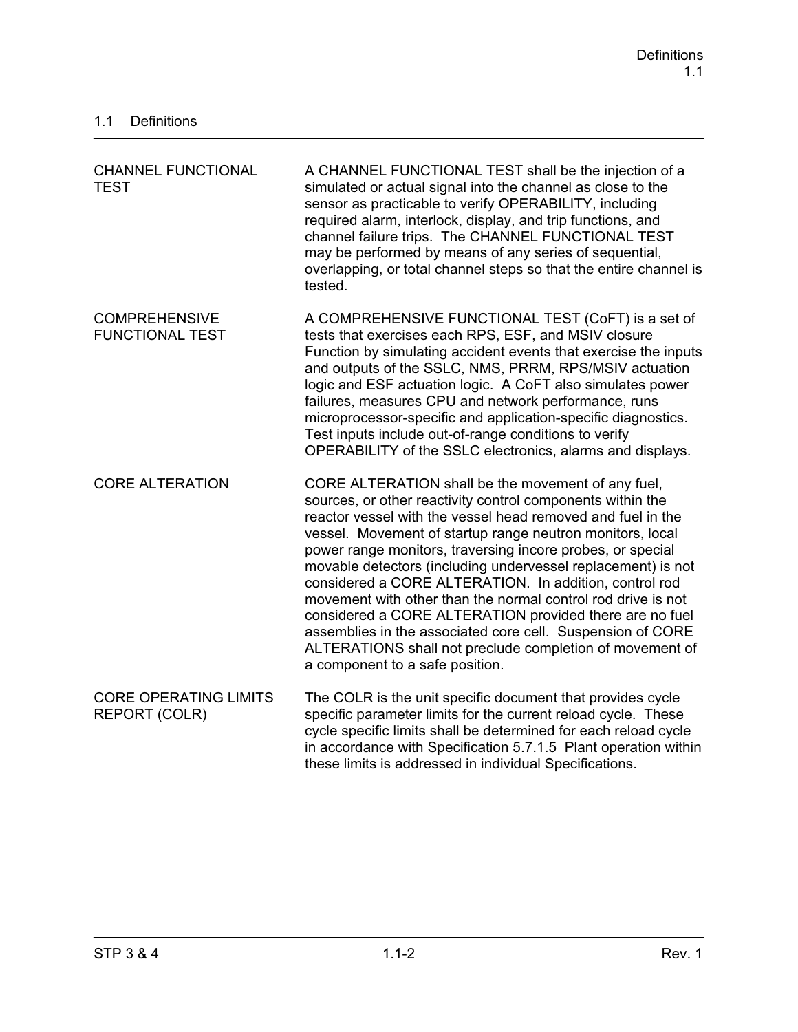## 1.1 Definitions

| | |
|---|---|
| CHANNEL FUNCTIONAL TEST | A CHANNEL FUNCTIONAL TEST shall be the injection of a simulated or actual signal into the channel as close to the sensor as practicable to verify OPERABILITY, including required alarm, interlock, display, and trip functions, and channel failure trips. The CHANNEL FUNCTIONAL TEST may be performed by means of any series of sequential, overlapping, or total channel steps so that the entire channel is tested. |
| COMPREHENSIVE FUNCTIONAL TEST | A COMPREHENSIVE FUNCTIONAL TEST (CoFT) is a set of tests that exercises each RPS, ESF, and MSIV closure Function by simulating accident events that exercise the inputs and outputs of the SSLC, NMS, PRRM, RPS/MSIV actuation logic and ESF actuation logic. A CoFT also simulates power failures, measures CPU and network performance, runs microprocessor-specific and application-specific diagnostics. Test inputs include out-of-range conditions to verify OPERABILITY of the SSLC electronics, alarms and displays. |
| CORE ALTERATION | CORE ALTERATION shall be the movement of any fuel, sources, or other reactivity control components within the reactor vessel with the vessel head removed and fuel in the vessel. Movement of startup range neutron monitors, local power range monitors, traversing incore probes, or special movable detectors (including undervessel replacement) is not considered a CORE ALTERATION. In addition, control rod movement with other than the normal control rod drive is not considered a CORE ALTERATION provided there are no fuel assemblies in the associated core cell. Suspension of CORE ALTERATIONS shall not preclude completion of movement of a component to a safe position. |
| CORE OPERATING LIMITS REPORT (COLR) | The COLR is the unit specific document that provides cycle specific parameter limits for the current reload cycle. These cycle specific limits shall be determined for each reload cycle in accordance with Specification 5.7.1.5 Plant operation within these limits is addressed in individual Specifications. |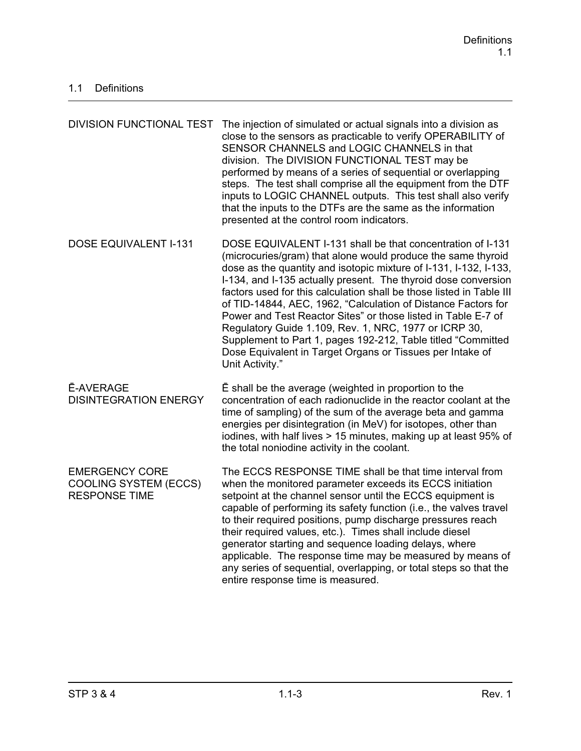## 1.1 Definitions

| | |
|---|---|
| DIVISION FUNCTIONAL TEST | The injection of simulated or actual signals into a division as close to the sensors as practicable to verify OPERABILITY of SENSOR CHANNELS and LOGIC CHANNELS in that division. The DIVISION FUNCTIONAL TEST may be performed by means of a series of sequential or overlapping steps. The test shall comprise all the equipment from the DTF inputs to LOGIC CHANNEL outputs. This test shall also verify that the inputs to the DTFs are the same as the information presented at the control room indicators. |
| DOSE EQUIVALENT I-131 | DOSE EQUIVALENT I-131 shall be that concentration of I-131 (microcuries/gram) that alone would produce the same thyroid dose as the quantity and isotopic mixture of I-131, I-132, I-133, I-134, and I-135 actually present. The thyroid dose conversion factors used for this calculation shall be those listed in Table III of TID-14844, AEC, 1962, "Calculation of Distance Factors for Power and Test Reactor Sites" or those listed in Table E-7 of Regulatory Guide 1.109, Rev. 1, NRC, 1977 or ICRP 30, Supplement to Part 1, pages 192-212, Table titled "Committed Dose Equivalent in Target Organs or Tissues per Intake of Unit Activity." |
| $\bar{E}$-AVERAGE DISINTEGRATION ENERGY | $\bar{E}$ shall be the average (weighted in proportion to the concentration of each radionuclide in the reactor coolant at the time of sampling) of the sum of the average beta and gamma energies per disintegration (in MeV) for isotopes, other than iodines, with half lives > 15 minutes, making up at least 95% of the total noniodine activity in the coolant. |
| EMERGENCY CORE COOLING SYSTEM (ECCS) RESPONSE TIME | The ECCS RESPONSE TIME shall be that time interval from when the monitored parameter exceeds its ECCS initiation setpoint at the channel sensor until the ECCS equipment is capable of performing its safety function (i.e., the valves travel to their required positions, pump discharge pressures reach their required values, etc.). Times shall include diesel generator starting and sequence loading delays, where applicable. The response time may be measured by means of any series of sequential, overlapping, or total steps so that the entire response time is measured. |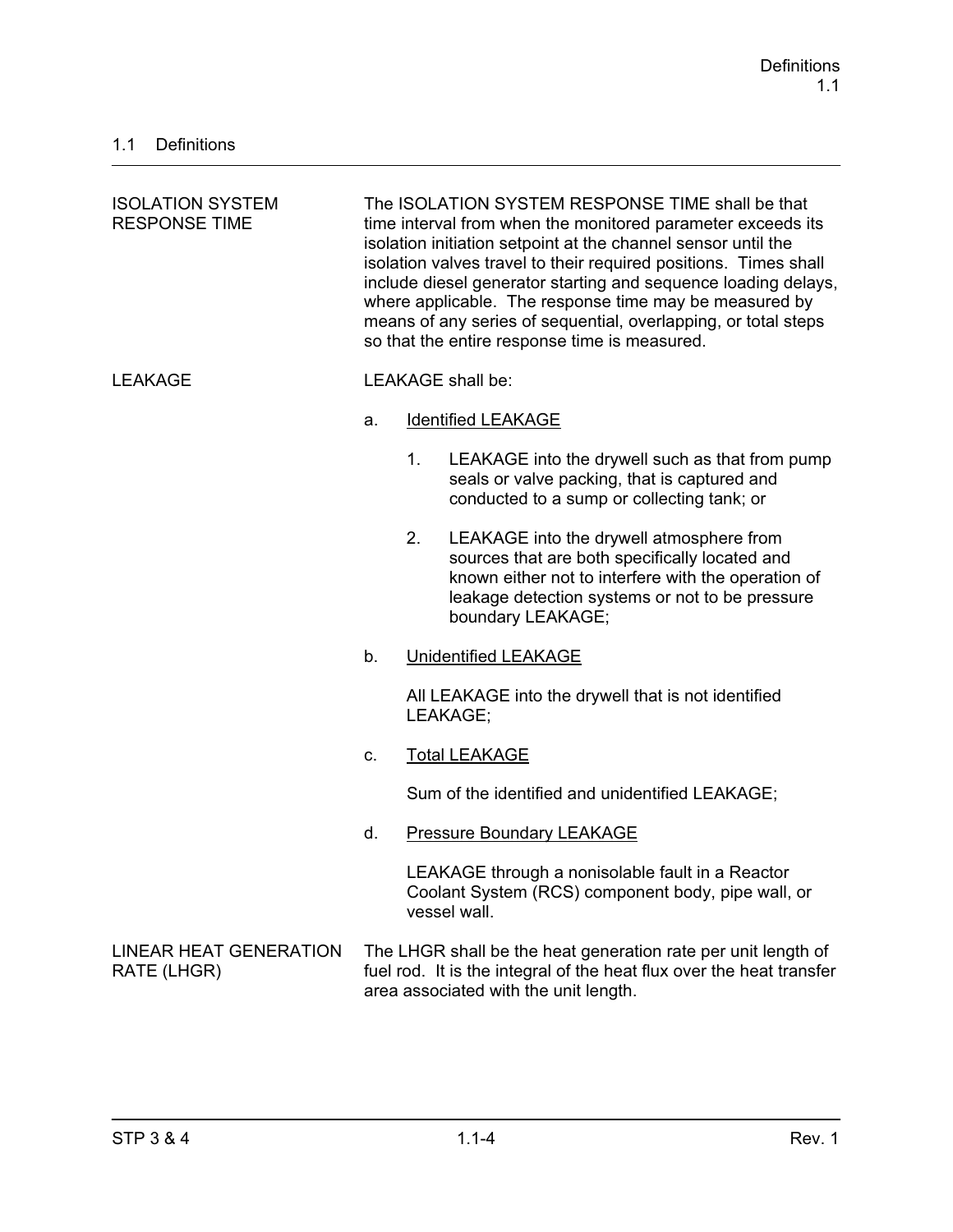## 1.1 Definitions

| | |
|---|---|
| ISOLATION SYSTEM RESPONSE TIME | The ISOLATION SYSTEM RESPONSE TIME shall be that time interval from when the monitored parameter exceeds its isolation initiation setpoint at the channel sensor until the isolation valves travel to their required positions. Times shall include diesel generator starting and sequence loading delays, where applicable. The response time may be measured by means of any series of sequential, overlapping, or total steps so that the entire response time is measured. |

**LEAKAGE**

LEAKAGE shall be:

a. Identified LEAKAGE

   1. LEAKAGE into the drywell such as that from pump seals or valve packing, that is captured and conducted to a sump or collecting tank; or

   2. LEAKAGE into the drywell atmosphere from sources that are both specifically located and known either not to interfere with the operation of leakage detection systems or not to be pressure boundary LEAKAGE;

b. Unidentified LEAKAGE

   All LEAKAGE into the drywell that is not identified LEAKAGE;

c. Total LEAKAGE

   Sum of the identified and unidentified LEAKAGE;

d. Pressure Boundary LEAKAGE

   LEAKAGE through a nonisolable fault in a Reactor Coolant System (RCS) component body, pipe wall, or vessel wall.

**LINEAR HEAT GENERATION RATE (LHGR)**

The LHGR shall be the heat generation rate per unit length of fuel rod. It is the integral of the heat flux over the heat transfer area associated with the unit length.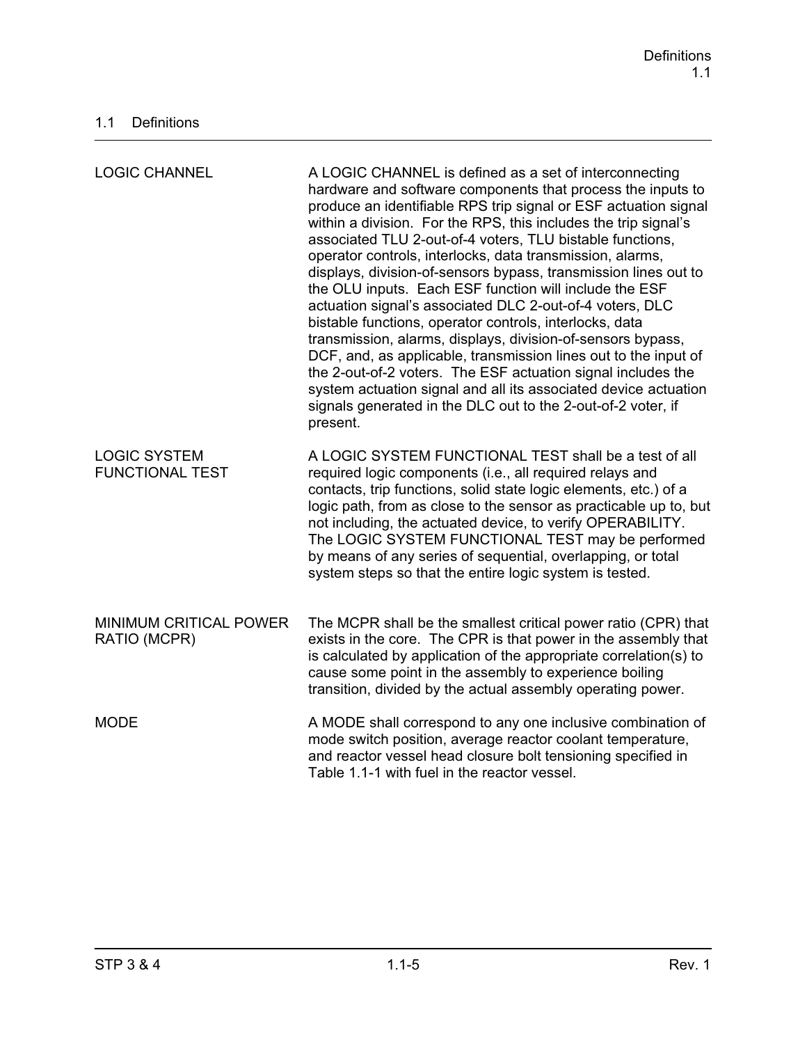## 1.1 Definitions

| | |
|---|---|
| LOGIC CHANNEL | A LOGIC CHANNEL is defined as a set of interconnecting hardware and software components that process the inputs to produce an identifiable RPS trip signal or ESF actuation signal within a division. For the RPS, this includes the trip signal's associated TLU 2-out-of-4 voters, TLU bistable functions, operator controls, interlocks, data transmission, alarms, displays, division-of-sensors bypass, transmission lines out to the OLU inputs. Each ESF function will include the ESF actuation signal's associated DLC 2-out-of-4 voters, DLC bistable functions, operator controls, interlocks, data transmission, alarms, displays, division-of-sensors bypass, DCF, and, as applicable, transmission lines out to the input of the 2-out-of-2 voters. The ESF actuation signal includes the system actuation signal and all its associated device actuation signals generated in the DLC out to the 2-out-of-2 voter, if present. |
| LOGIC SYSTEM FUNCTIONAL TEST | A LOGIC SYSTEM FUNCTIONAL TEST shall be a test of all required logic components (i.e., all required relays and contacts, trip functions, solid state logic elements, etc.) of a logic path, from as close to the sensor as practicable up to, but not including, the actuated device, to verify OPERABILITY. The LOGIC SYSTEM FUNCTIONAL TEST may be performed by means of any series of sequential, overlapping, or total system steps so that the entire logic system is tested. |
| MINIMUM CRITICAL POWER RATIO (MCPR) | The MCPR shall be the smallest critical power ratio (CPR) that exists in the core. The CPR is that power in the assembly that is calculated by application of the appropriate correlation(s) to cause some point in the assembly to experience boiling transition, divided by the actual assembly operating power. |
| MODE | A MODE shall correspond to any one inclusive combination of mode switch position, average reactor coolant temperature, and reactor vessel head closure bolt tensioning specified in Table 1.1-1 with fuel in the reactor vessel. |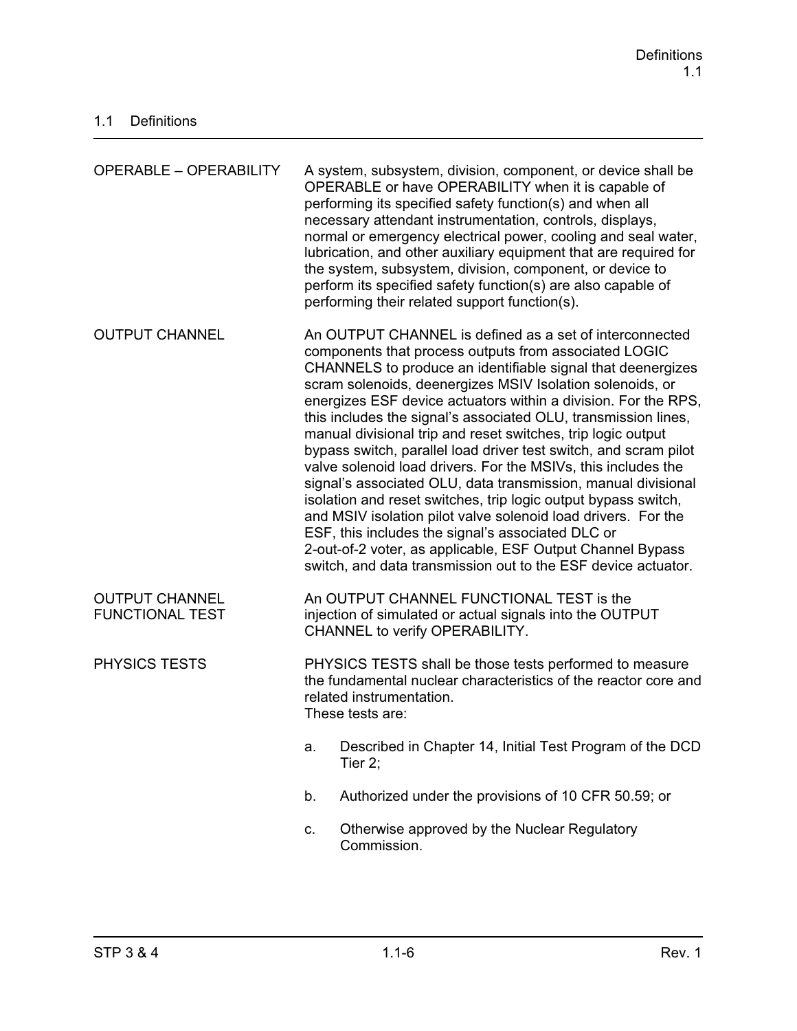## 1.1 Definitions

| | |
|---|---|
| OPERABLE – OPERABILITY | A system, subsystem, division, component, or device shall be OPERABLE or have OPERABILITY when it is capable of performing its specified safety function(s) and when all necessary attendant instrumentation, controls, displays, normal or emergency electrical power, cooling and seal water, lubrication, and other auxiliary equipment that are required for the system, subsystem, division, component, or device to perform its specified safety function(s) are also capable of performing their related support function(s). |
| OUTPUT CHANNEL | An OUTPUT CHANNEL is defined as a set of interconnected components that process outputs from associated LOGIC CHANNELS to produce an identifiable signal that deenergizes scram solenoids, deenergizes MSIV Isolation solenoids, or energizes ESF device actuators within a division. For the RPS, this includes the signal's associated OLU, transmission lines, manual divisional trip and reset switches, trip logic output bypass switch, parallel load driver test switch, and scram pilot valve solenoid load drivers. For the MSIVs, this includes the signal's associated OLU, data transmission, manual divisional isolation and reset switches, trip logic output bypass switch, and MSIV isolation pilot valve solenoid load drivers. For the ESF, this includes the signal's associated DLC or 2-out-of-2 voter, as applicable, ESF Output Channel Bypass switch, and data transmission out to the ESF device actuator. |
| OUTPUT CHANNEL FUNCTIONAL TEST | An OUTPUT CHANNEL FUNCTIONAL TEST is the injection of simulated or actual signals into the OUTPUT CHANNEL to verify OPERABILITY. |
| PHYSICS TESTS | PHYSICS TESTS shall be those tests performed to measure the fundamental nuclear characteristics of the reactor core and related instrumentation.<br>These tests are:<br>a. Described in Chapter 14, Initial Test Program of the DCD Tier 2;<br>b. Authorized under the provisions of 10 CFR 50.59; or<br>c. Otherwise approved by the Nuclear Regulatory Commission. |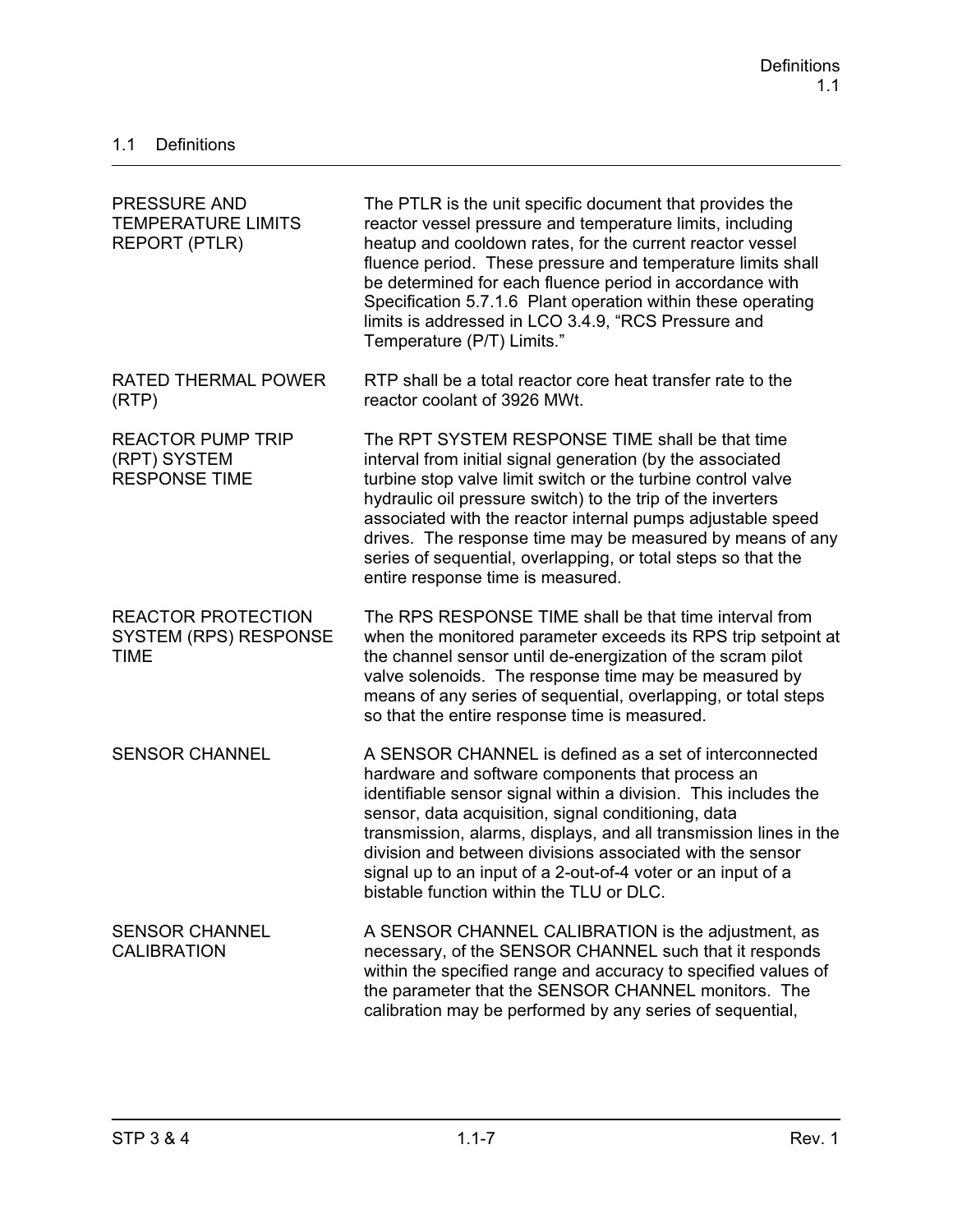## 1.1 Definitions

| | |
|---|---|
| PRESSURE AND TEMPERATURE LIMITS REPORT (PTLR) | The PTLR is the unit specific document that provides the reactor vessel pressure and temperature limits, including heatup and cooldown rates, for the current reactor vessel fluence period. These pressure and temperature limits shall be determined for each fluence period in accordance with Specification 5.7.1.6 Plant operation within these operating limits is addressed in LCO 3.4.9, "RCS Pressure and Temperature (P/T) Limits." |
| RATED THERMAL POWER (RTP) | RTP shall be a total reactor core heat transfer rate to the reactor coolant of 3926 MWt. |
| REACTOR PUMP TRIP (RPT) SYSTEM RESPONSE TIME | The RPT SYSTEM RESPONSE TIME shall be that time interval from initial signal generation (by the associated turbine stop valve limit switch or the turbine control valve hydraulic oil pressure switch) to the trip of the inverters associated with the reactor internal pumps adjustable speed drives. The response time may be measured by means of any series of sequential, overlapping, or total steps so that the entire response time is measured. |
| REACTOR PROTECTION SYSTEM (RPS) RESPONSE TIME | The RPS RESPONSE TIME shall be that time interval from when the monitored parameter exceeds its RPS trip setpoint at the channel sensor until de-energization of the scram pilot valve solenoids. The response time may be measured by means of any series of sequential, overlapping, or total steps so that the entire response time is measured. |
| SENSOR CHANNEL | A SENSOR CHANNEL is defined as a set of interconnected hardware and software components that process an identifiable sensor signal within a division. This includes the sensor, data acquisition, signal conditioning, data transmission, alarms, displays, and all transmission lines in the division and between divisions associated with the sensor signal up to an input of a 2-out-of-4 voter or an input of a bistable function within the TLU or DLC. |
| SENSOR CHANNEL CALIBRATION | A SENSOR CHANNEL CALIBRATION is the adjustment, as necessary, of the SENSOR CHANNEL such that it responds within the specified range and accuracy to specified values of the parameter that the SENSOR CHANNEL monitors. The calibration may be performed by any series of sequential, |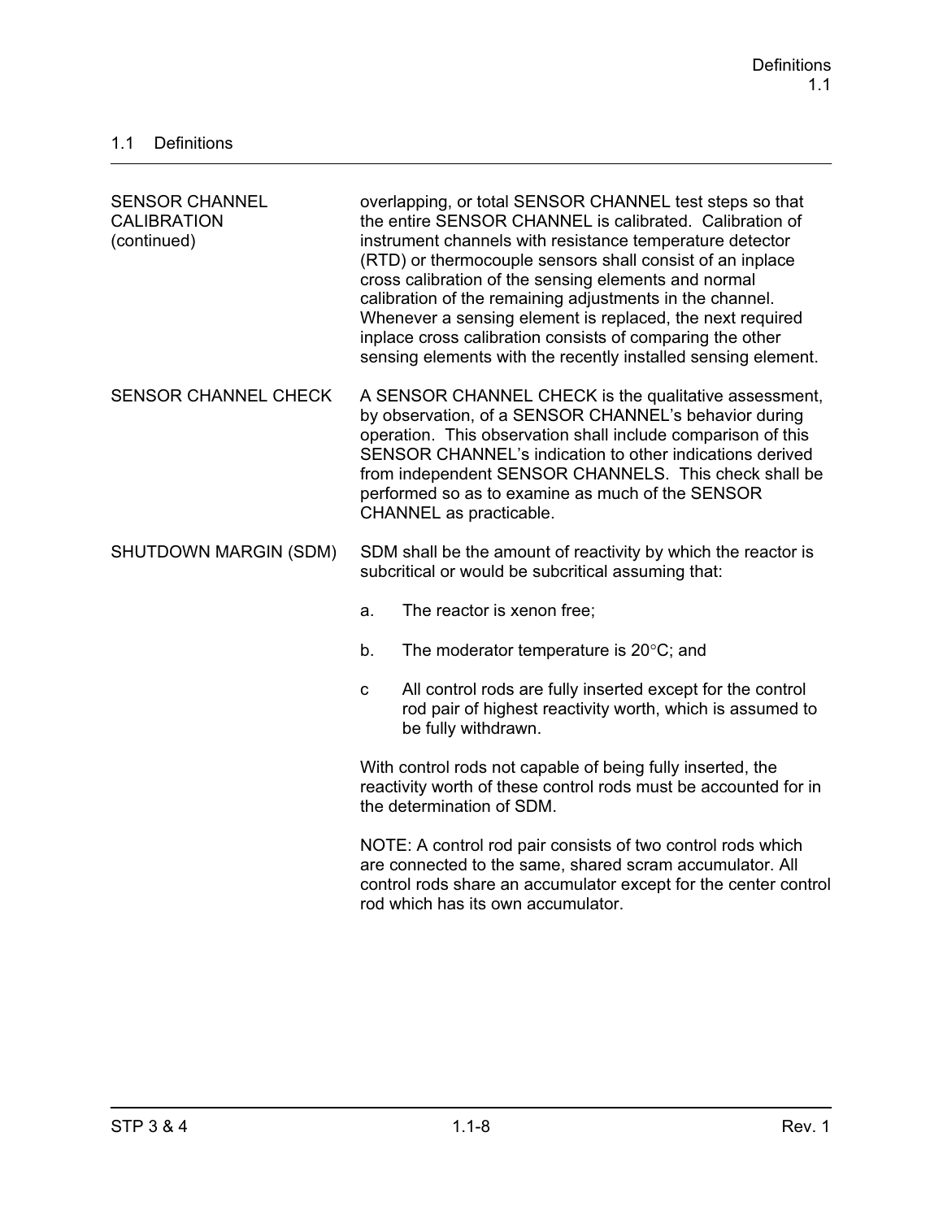## 1.1 Definitions

| | |
|---|---|
| SENSOR CHANNEL CALIBRATION (continued) | overlapping, or total SENSOR CHANNEL test steps so that the entire SENSOR CHANNEL is calibrated. Calibration of instrument channels with resistance temperature detector (RTD) or thermocouple sensors shall consist of an inplace cross calibration of the sensing elements and normal calibration of the remaining adjustments in the channel. Whenever a sensing element is replaced, the next required inplace cross calibration consists of comparing the other sensing elements with the recently installed sensing element. |
| SENSOR CHANNEL CHECK | A SENSOR CHANNEL CHECK is the qualitative assessment, by observation, of a SENSOR CHANNEL's behavior during operation. This observation shall include comparison of this SENSOR CHANNEL's indication to other indications derived from independent SENSOR CHANNELS. This check shall be performed so as to examine as much of the SENSOR CHANNEL as practicable. |
| SHUTDOWN MARGIN (SDM) | SDM shall be the amount of reactivity by which the reactor is subcritical or would be subcritical assuming that:<br><br>a. The reactor is xenon free;<br><br>b. The moderator temperature is 20°C; and<br><br>c All control rods are fully inserted except for the control rod pair of highest reactivity worth, which is assumed to be fully withdrawn.<br><br>With control rods not capable of being fully inserted, the reactivity worth of these control rods must be accounted for in the determination of SDM.<br><br>NOTE: A control rod pair consists of two control rods which are connected to the same, shared scram accumulator. All control rods share an accumulator except for the center control rod which has its own accumulator. |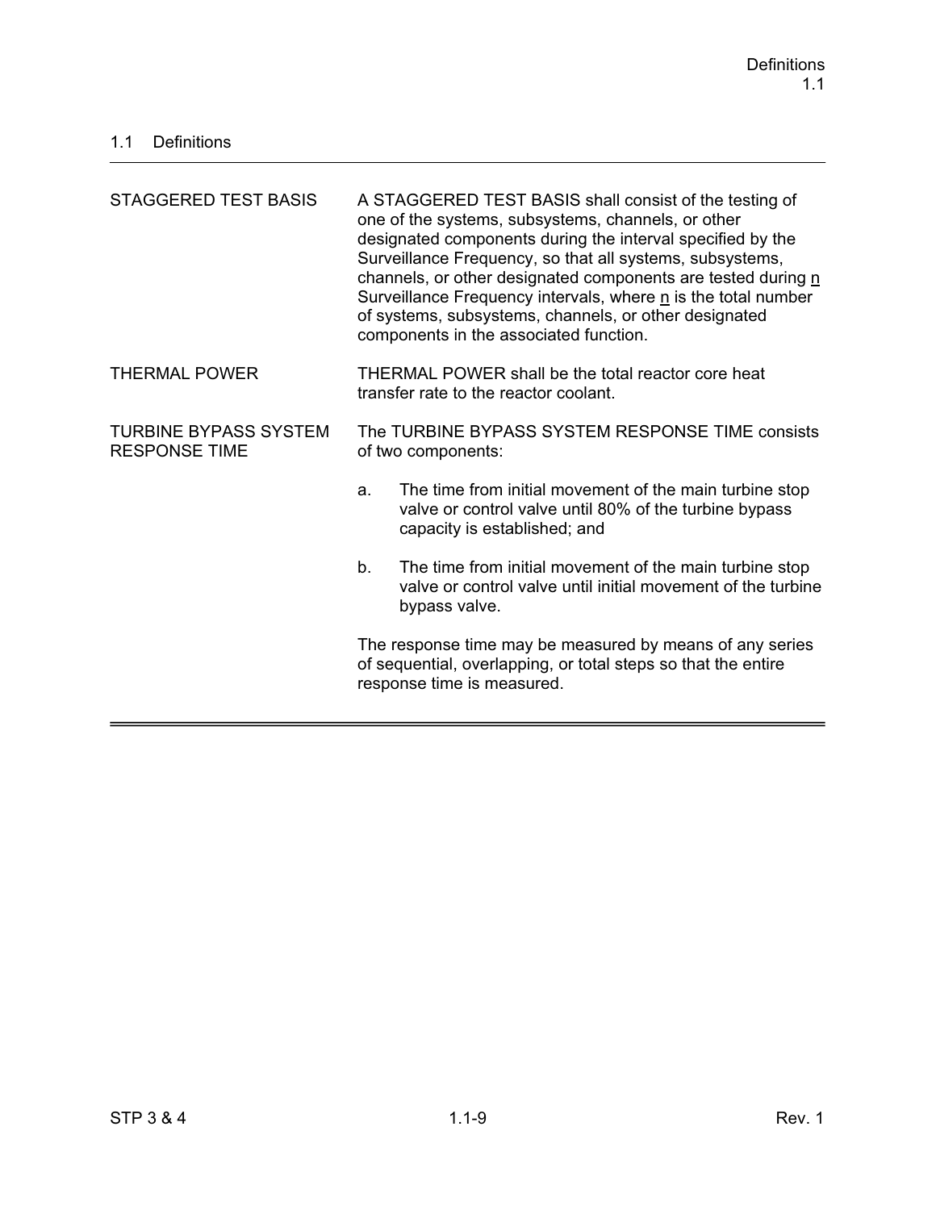## 1.1 Definitions

| | |
|---|---|
| STAGGERED TEST BASIS | A STAGGERED TEST BASIS shall consist of the testing of one of the systems, subsystems, channels, or other designated components during the interval specified by the Surveillance Frequency, so that all systems, subsystems, channels, or other designated components are tested during <u>n</u> Surveillance Frequency intervals, where <u>n</u> is the total number of systems, subsystems, channels, or other designated components in the associated function. |
| THERMAL POWER | THERMAL POWER shall be the total reactor core heat transfer rate to the reactor coolant. |
| TURBINE BYPASS SYSTEM RESPONSE TIME | The TURBINE BYPASS SYSTEM RESPONSE TIME consists of two components:<br><br>a. The time from initial movement of the main turbine stop valve or control valve until 80% of the turbine bypass capacity is established; and<br><br>b. The time from initial movement of the main turbine stop valve or control valve until initial movement of the turbine bypass valve.<br><br>The response time may be measured by means of any series of sequential, overlapping, or total steps so that the entire response time is measured. |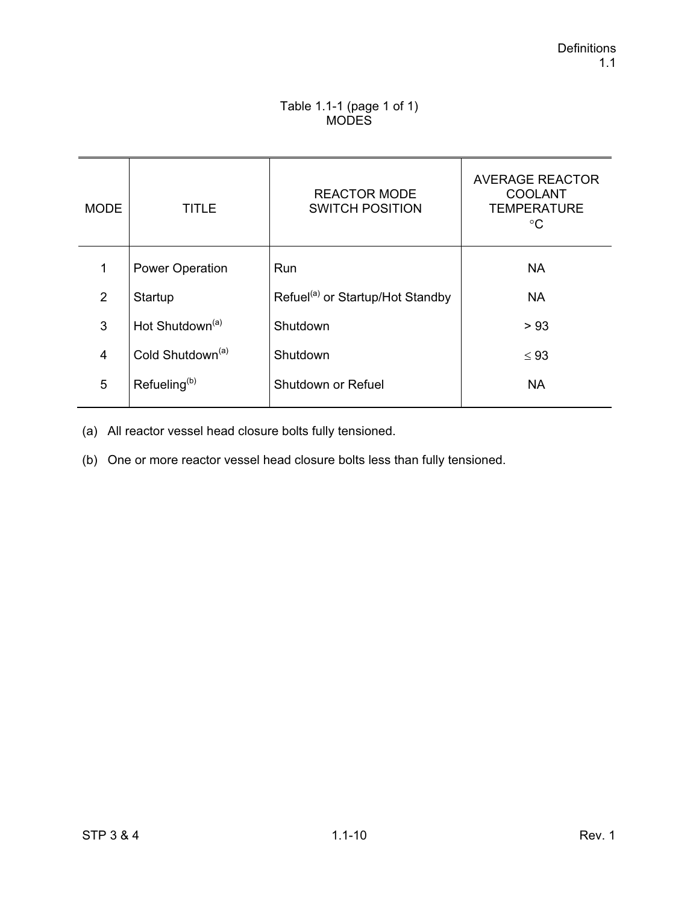Table 1.1-1 (page 1 of 1)
MODES

| MODE | TITLE | REACTOR MODE SWITCH POSITION | AVERAGE REACTOR COOLANT TEMPERATURE °C |
|---|---|---|---|
| 1 | Power Operation | Run | NA |
| 2 | Startup | Refuel[(a)] or Startup/Hot Standby | NA |
| 3 | Hot Shutdown[(a)] | Shutdown | > 93 |
| 4 | Cold Shutdown[(a)] | Shutdown | ≤ 93 |
| 5 | Refueling[(b)] | Shutdown or Refuel | NA |

(a) All reactor vessel head closure bolts fully tensioned.

(b) One or more reactor vessel head closure bolts less than fully tensioned.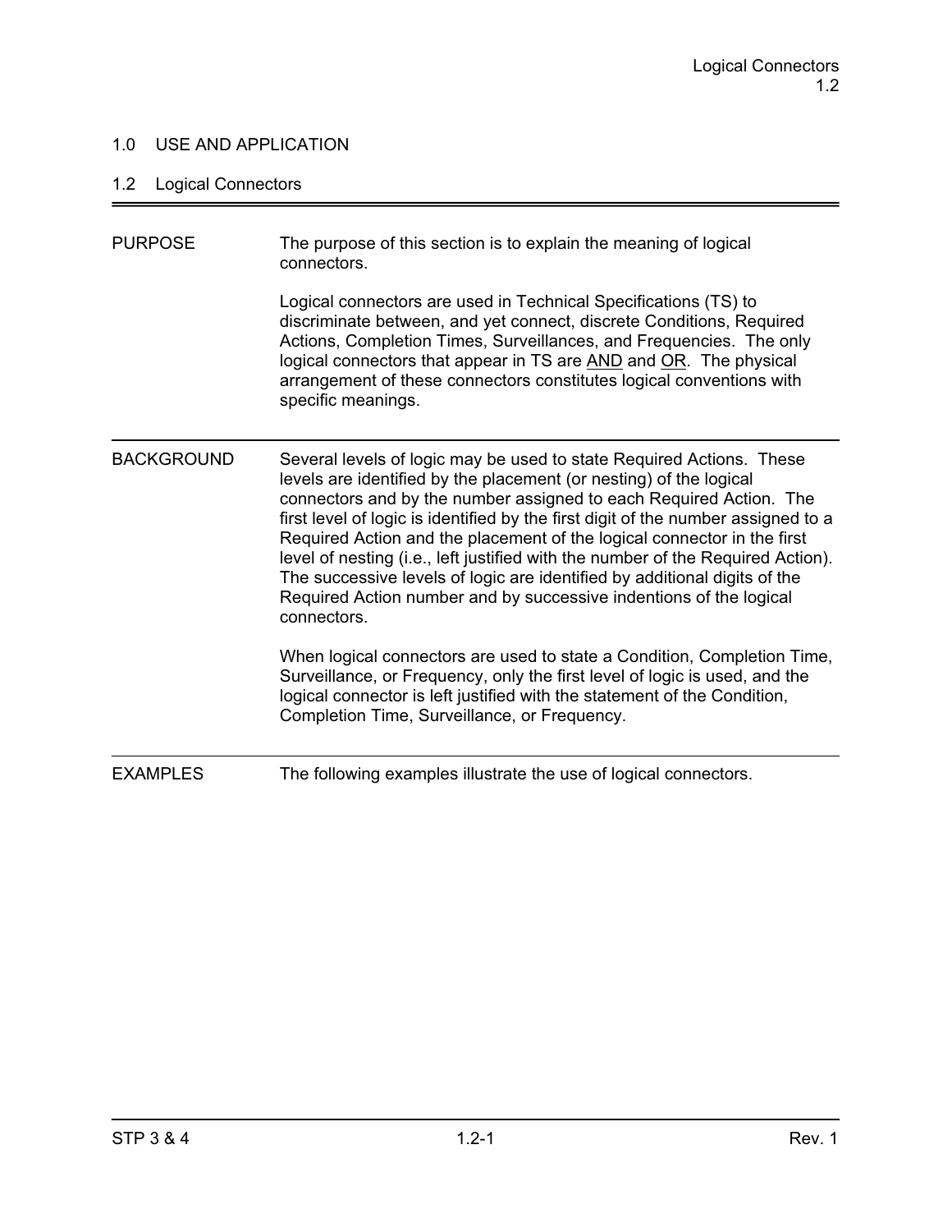## 1.0 USE AND APPLICATION

### 1.2 Logical Connectors

**PURPOSE**

The purpose of this section is to explain the meaning of logical connectors.

Logical connectors are used in Technical Specifications (TS) to discriminate between, and yet connect, discrete Conditions, Required Actions, Completion Times, Surveillances, and Frequencies. The only logical connectors that appear in TS are <u>AND</u> and <u>OR</u>. The physical arrangement of these connectors constitutes logical conventions with specific meanings.

**BACKGROUND**

Several levels of logic may be used to state Required Actions. These levels are identified by the placement (or nesting) of the logical connectors and by the number assigned to each Required Action. The first level of logic is identified by the first digit of the number assigned to a Required Action and the placement of the logical connector in the first level of nesting (i.e., left justified with the number of the Required Action). The successive levels of logic are identified by additional digits of the Required Action number and by successive indentions of the logical connectors.

When logical connectors are used to state a Condition, Completion Time, Surveillance, or Frequency, only the first level of logic is used, and the logical connector is left justified with the statement of the Condition, Completion Time, Surveillance, or Frequency.

**EXAMPLES**

The following examples illustrate the use of logical connectors.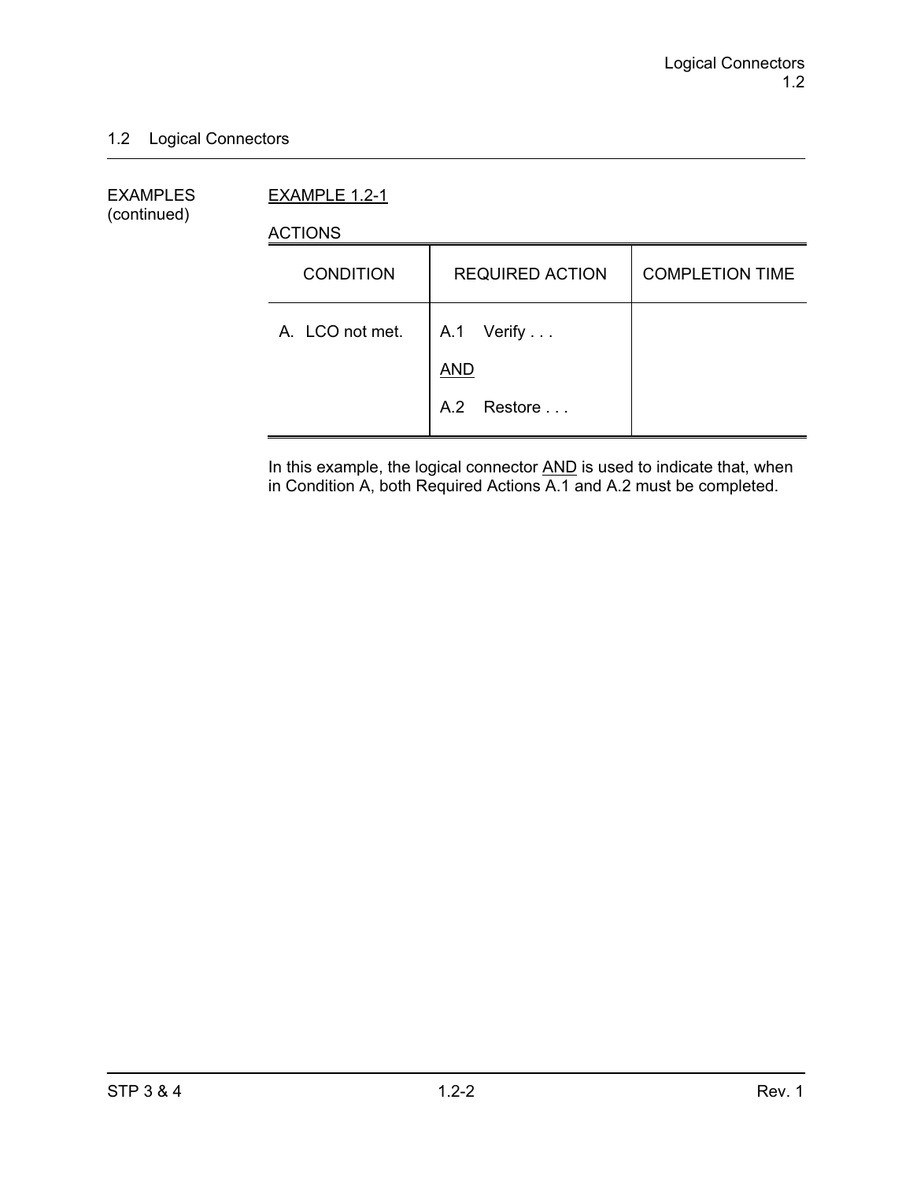## 1.2 Logical Connectors

EXAMPLES (continued)

EXAMPLE 1.2-1

ACTIONS

| CONDITION | REQUIRED ACTION | COMPLETION TIME |
|---|---|---|
| A. LCO not met. | A.1 Verify . . .<br><br><u>AND</u><br><br>A.2 Restore . . . | |

In this example, the logical connector <u>AND</u> is used to indicate that, when in Condition A, both Required Actions A.1 and A.2 must be completed.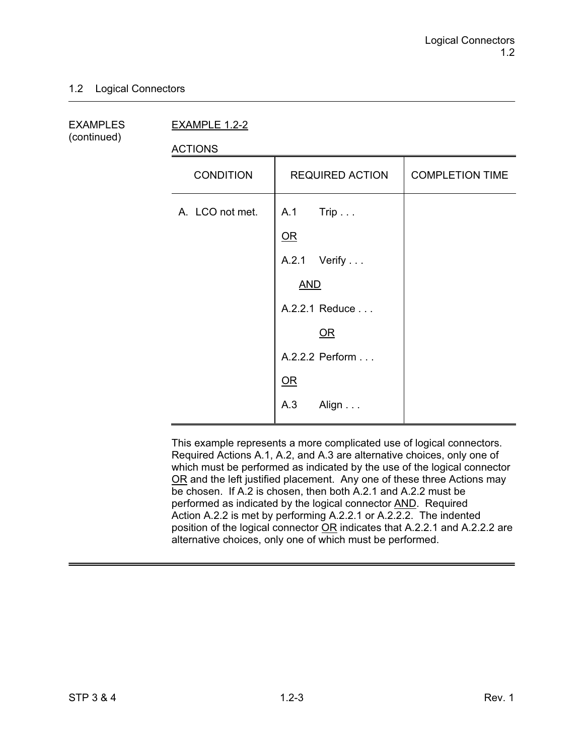## 1.2 Logical Connectors

EXAMPLES (continued)

EXAMPLE 1.2-2

ACTIONS

| CONDITION | REQUIRED ACTION | COMPLETION TIME |
|---|---|---|
| A. LCO not met. | A.1 Trip . . .<br><br>OR<br><br>A.2.1 Verify . . .<br><br>AND<br><br>A.2.2.1 Reduce . . .<br><br>OR<br><br>A.2.2.2 Perform . . .<br><br>OR<br><br>A.3 Align . . . | |

This example represents a more complicated use of logical connectors. Required Actions A.1, A.2, and A.3 are alternative choices, only one of which must be performed as indicated by the use of the logical connector OR and the left justified placement. Any one of these three Actions may be chosen. If A.2 is chosen, then both A.2.1 and A.2.2 must be performed as indicated by the logical connector AND. Required Action A.2.2 is met by performing A.2.2.1 or A.2.2.2. The indented position of the logical connector OR indicates that A.2.2.1 and A.2.2.2 are alternative choices, only one of which must be performed.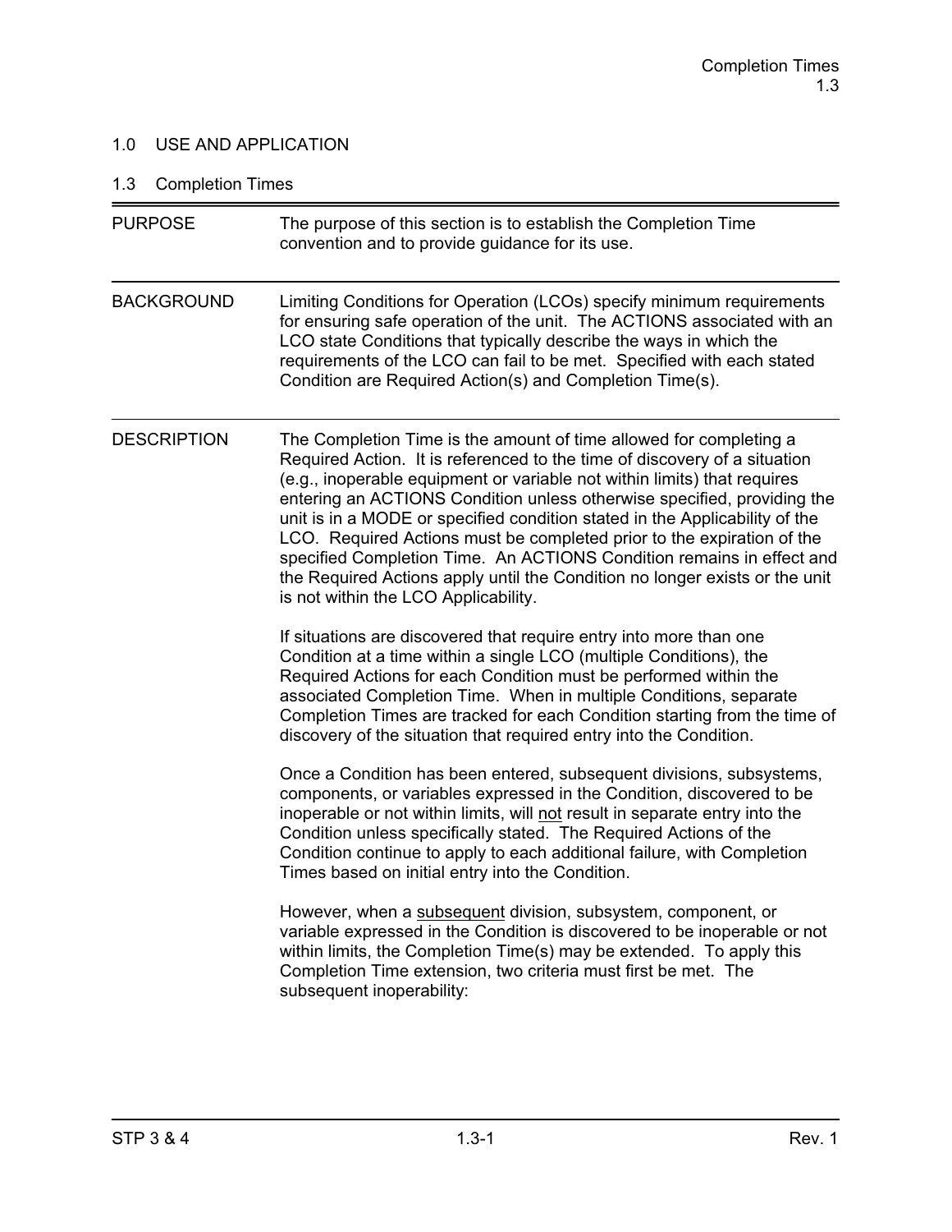## 1.0 USE AND APPLICATION

### 1.3 Completion Times

**PURPOSE**

The purpose of this section is to establish the Completion Time convention and to provide guidance for its use.

**BACKGROUND**

Limiting Conditions for Operation (LCOs) specify minimum requirements for ensuring safe operation of the unit. The ACTIONS associated with an LCO state Conditions that typically describe the ways in which the requirements of the LCO can fail to be met. Specified with each stated Condition are Required Action(s) and Completion Time(s).

**DESCRIPTION**

The Completion Time is the amount of time allowed for completing a Required Action. It is referenced to the time of discovery of a situation (e.g., inoperable equipment or variable not within limits) that requires entering an ACTIONS Condition unless otherwise specified, providing the unit is in a MODE or specified condition stated in the Applicability of the LCO. Required Actions must be completed prior to the expiration of the specified Completion Time. An ACTIONS Condition remains in effect and the Required Actions apply until the Condition no longer exists or the unit is not within the LCO Applicability.

If situations are discovered that require entry into more than one Condition at a time within a single LCO (multiple Conditions), the Required Actions for each Condition must be performed within the associated Completion Time. When in multiple Conditions, separate Completion Times are tracked for each Condition starting from the time of discovery of the situation that required entry into the Condition.

Once a Condition has been entered, subsequent divisions, subsystems, components, or variables expressed in the Condition, discovered to be inoperable or not within limits, will not result in separate entry into the Condition unless specifically stated. The Required Actions of the Condition continue to apply to each additional failure, with Completion Times based on initial entry into the Condition.

However, when a subsequent division, subsystem, component, or variable expressed in the Condition is discovered to be inoperable or not within limits, the Completion Time(s) may be extended. To apply this Completion Time extension, two criteria must first be met. The subsequent inoperability: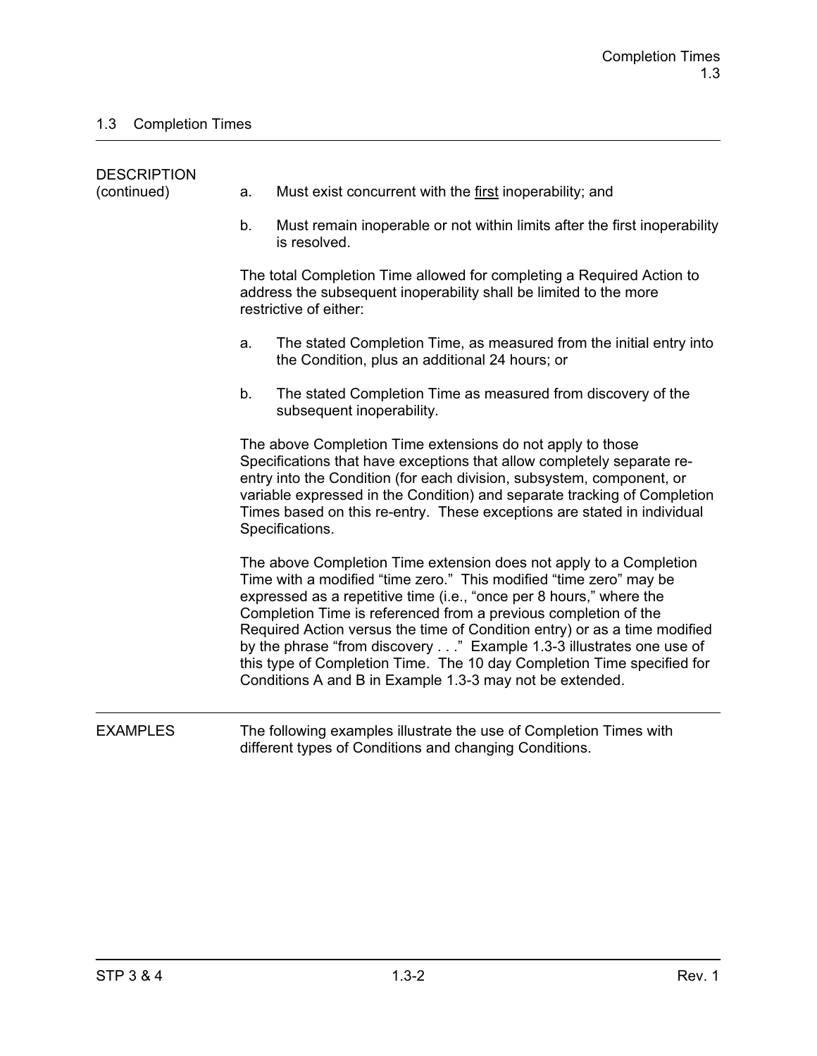## 1.3 Completion Times

DESCRIPTION (continued)

a. Must exist concurrent with the <u>first</u> inoperability; and

b. Must remain inoperable or not within limits after the first inoperability is resolved.

The total Completion Time allowed for completing a Required Action to address the subsequent inoperability shall be limited to the more restrictive of either:

a. The stated Completion Time, as measured from the initial entry into the Condition, plus an additional 24 hours; or

b. The stated Completion Time as measured from discovery of the subsequent inoperability.

The above Completion Time extensions do not apply to those Specifications that have exceptions that allow completely separate re-entry into the Condition (for each division, subsystem, component, or variable expressed in the Condition) and separate tracking of Completion Times based on this re-entry. These exceptions are stated in individual Specifications.

The above Completion Time extension does not apply to a Completion Time with a modified "time zero." This modified "time zero" may be expressed as a repetitive time (i.e., "once per 8 hours," where the Completion Time is referenced from a previous completion of the Required Action versus the time of Condition entry) or as a time modified by the phrase "from discovery . . ." Example 1.3-3 illustrates one use of this type of Completion Time. The 10 day Completion Time specified for Conditions A and B in Example 1.3-3 may not be extended.

EXAMPLES

The following examples illustrate the use of Completion Times with different types of Conditions and changing Conditions.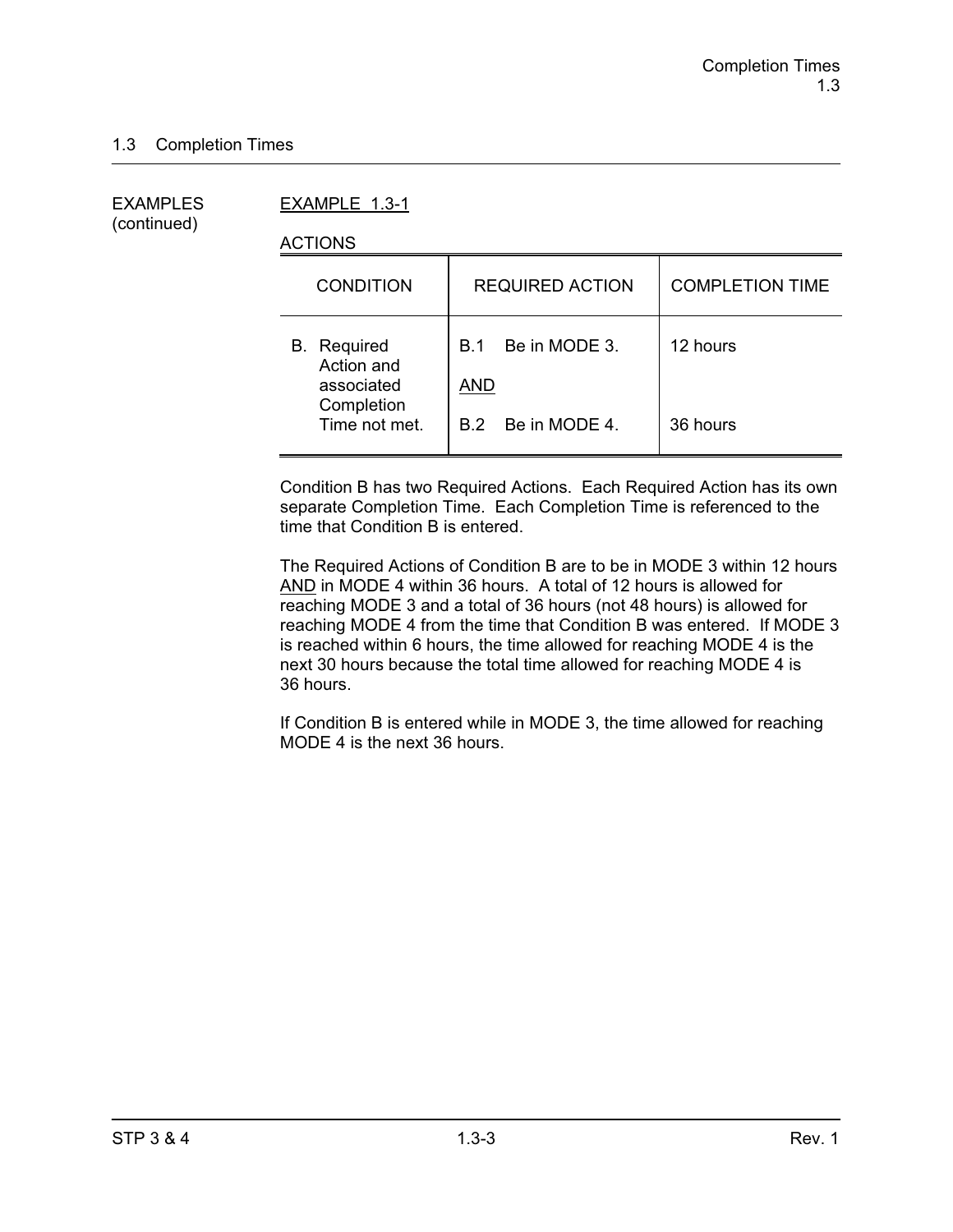## 1.3 Completion Times

EXAMPLES (continued)

EXAMPLE 1.3-1

ACTIONS

| CONDITION | REQUIRED ACTION | COMPLETION TIME |
|---|---|---|
| B. Required Action and associated Completion Time not met. | B.1 Be in MODE 3.<br><br>AND<br><br>B.2 Be in MODE 4. | 12 hours<br><br><br><br>36 hours |

Condition B has two Required Actions. Each Required Action has its own separate Completion Time. Each Completion Time is referenced to the time that Condition B is entered.

The Required Actions of Condition B are to be in MODE 3 within 12 hours AND in MODE 4 within 36 hours. A total of 12 hours is allowed for reaching MODE 3 and a total of 36 hours (not 48 hours) is allowed for reaching MODE 4 from the time that Condition B was entered. If MODE 3 is reached within 6 hours, the time allowed for reaching MODE 4 is the next 30 hours because the total time allowed for reaching MODE 4 is 36 hours.

If Condition B is entered while in MODE 3, the time allowed for reaching MODE 4 is the next 36 hours.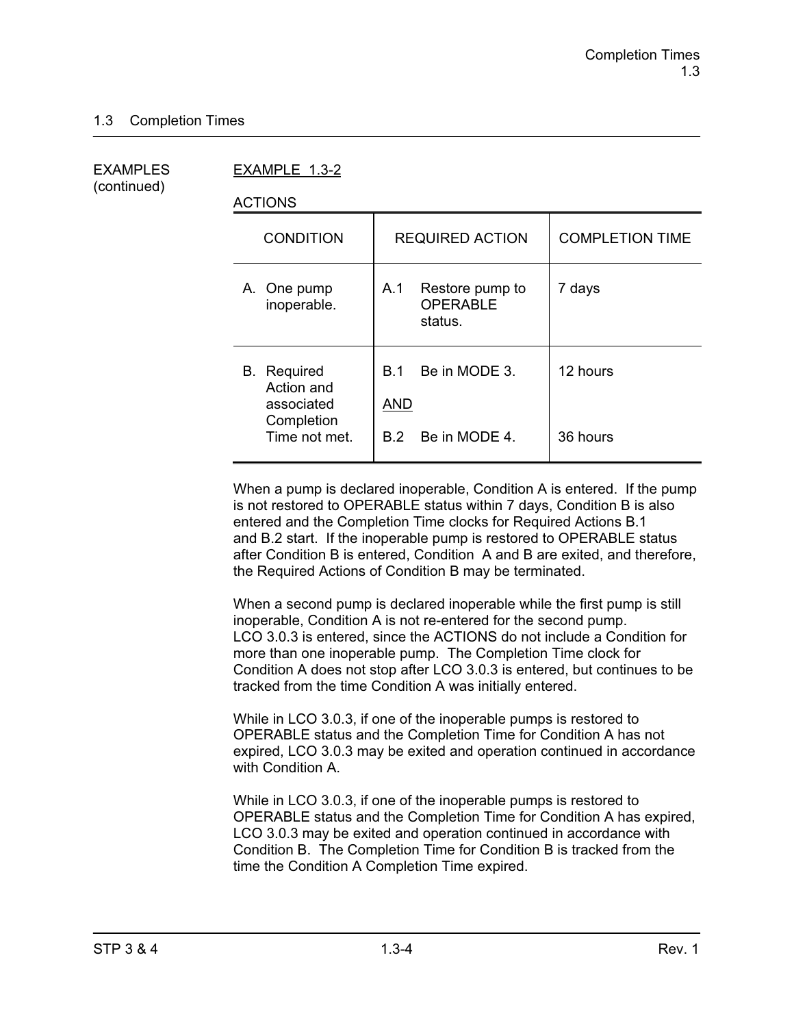## 1.3 Completion Times

EXAMPLES (continued)

EXAMPLE 1.3-2

ACTIONS

| CONDITION | REQUIRED ACTION | COMPLETION TIME |
|---|---|---|
| A. One pump inoperable. | A.1 Restore pump to OPERABLE status. | 7 days |
| B. Required Action and associated Completion Time not met. | B.1 Be in MODE 3. <br> AND <br> B.2 Be in MODE 4. | 12 hours <br><br> 36 hours |

When a pump is declared inoperable, Condition A is entered. If the pump is not restored to OPERABLE status within 7 days, Condition B is also entered and the Completion Time clocks for Required Actions B.1 and B.2 start. If the inoperable pump is restored to OPERABLE status after Condition B is entered, Condition A and B are exited, and therefore, the Required Actions of Condition B may be terminated.

When a second pump is declared inoperable while the first pump is still inoperable, Condition A is not re-entered for the second pump. LCO 3.0.3 is entered, since the ACTIONS do not include a Condition for more than one inoperable pump. The Completion Time clock for Condition A does not stop after LCO 3.0.3 is entered, but continues to be tracked from the time Condition A was initially entered.

While in LCO 3.0.3, if one of the inoperable pumps is restored to OPERABLE status and the Completion Time for Condition A has not expired, LCO 3.0.3 may be exited and operation continued in accordance with Condition A.

While in LCO 3.0.3, if one of the inoperable pumps is restored to OPERABLE status and the Completion Time for Condition A has expired, LCO 3.0.3 may be exited and operation continued in accordance with Condition B. The Completion Time for Condition B is tracked from the time the Condition A Completion Time expired.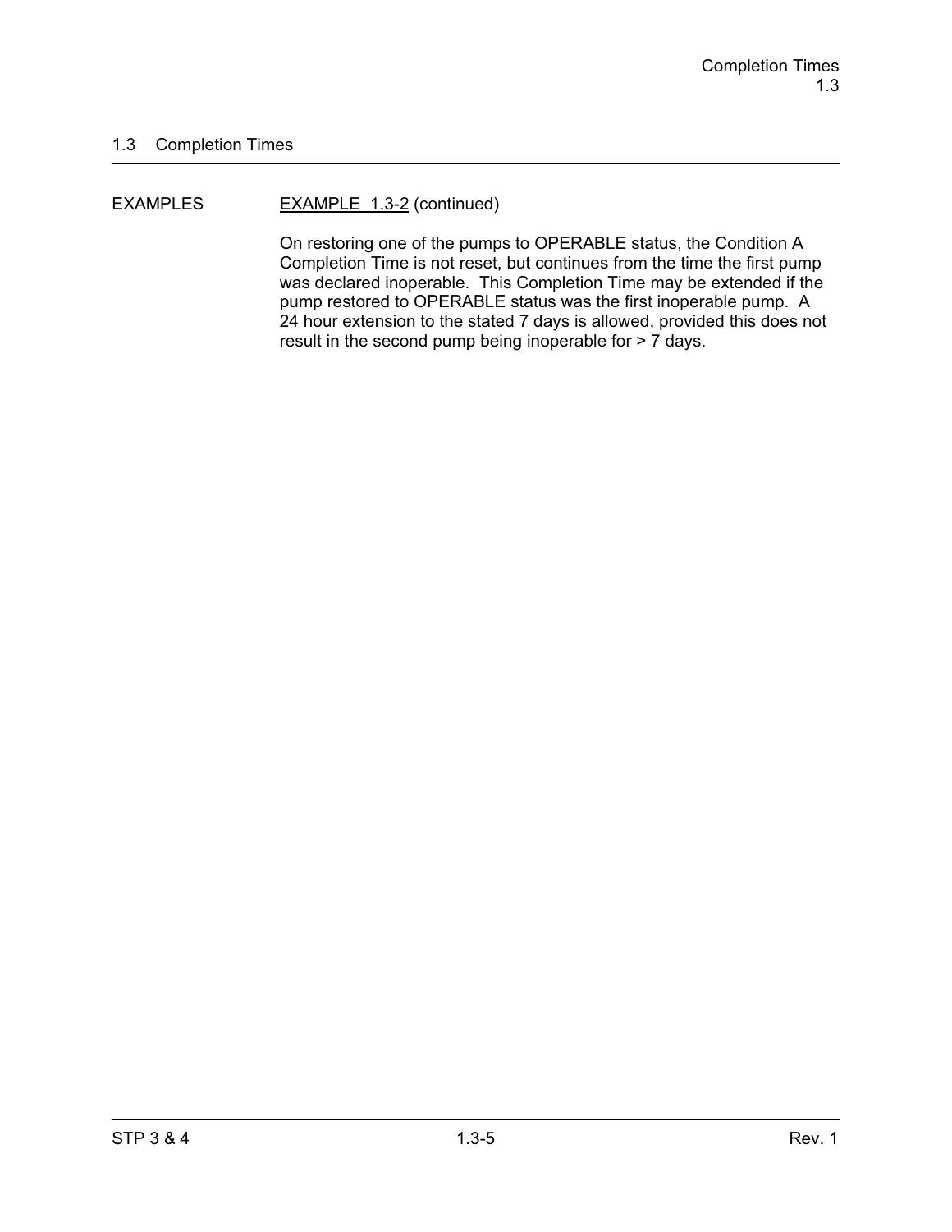## 1.3 Completion Times

EXAMPLES

EXAMPLE 1.3-2 (continued)

On restoring one of the pumps to OPERABLE status, the Condition A Completion Time is not reset, but continues from the time the first pump was declared inoperable. This Completion Time may be extended if the pump restored to OPERABLE status was the first inoperable pump. A 24 hour extension to the stated 7 days is allowed, provided this does not result in the second pump being inoperable for > 7 days.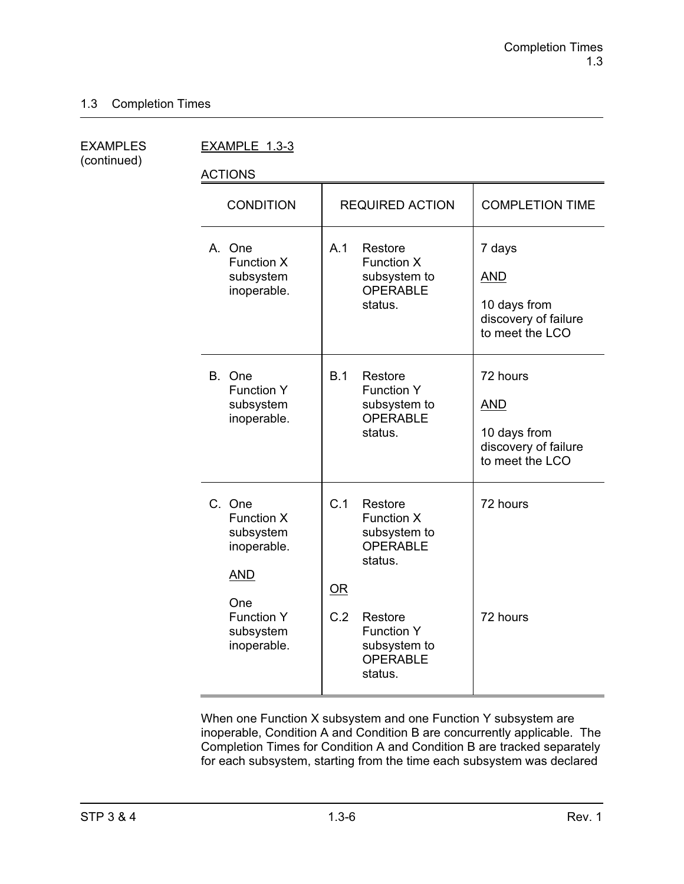## 1.3 Completion Times

EXAMPLES (continued)

EXAMPLE 1.3-3

ACTIONS

| CONDITION | REQUIRED ACTION | COMPLETION TIME |
|---|---|---|
| A. One Function X subsystem inoperable. | A.1 Restore Function X subsystem to OPERABLE status. | 7 days <br> <br> AND <br> <br> 10 days from discovery of failure to meet the LCO |
| B. One Function Y subsystem inoperable. | B.1 Restore Function Y subsystem to OPERABLE status. | 72 hours <br> <br> AND <br> <br> 10 days from discovery of failure to meet the LCO |
| C. One Function X subsystem inoperable. <br> <br> AND <br> <br> One Function Y subsystem inoperable. | C.1 Restore Function X subsystem to OPERABLE status. <br> <br> OR <br> <br> C.2 Restore Function Y subsystem to OPERABLE status. | 72 hours <br> <br> <br> <br> 72 hours |

When one Function X subsystem and one Function Y subsystem are inoperable, Condition A and Condition B are concurrently applicable. The Completion Times for Condition A and Condition B are tracked separately for each subsystem, starting from the time each subsystem was declared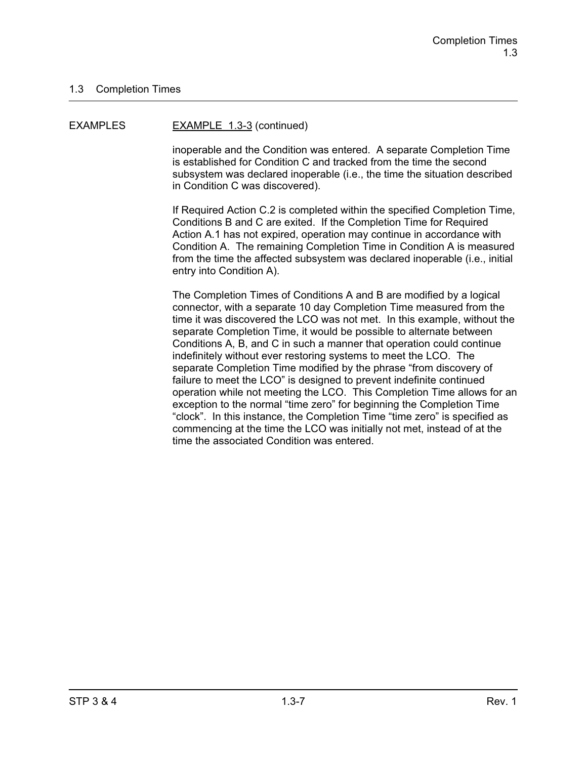## 1.3 Completion Times

EXAMPLES

EXAMPLE 1.3-3 (continued)

inoperable and the Condition was entered. A separate Completion Time is established for Condition C and tracked from the time the second subsystem was declared inoperable (i.e., the time the situation described in Condition C was discovered).

If Required Action C.2 is completed within the specified Completion Time, Conditions B and C are exited. If the Completion Time for Required Action A.1 has not expired, operation may continue in accordance with Condition A. The remaining Completion Time in Condition A is measured from the time the affected subsystem was declared inoperable (i.e., initial entry into Condition A).

The Completion Times of Conditions A and B are modified by a logical connector, with a separate 10 day Completion Time measured from the time it was discovered the LCO was not met. In this example, without the separate Completion Time, it would be possible to alternate between Conditions A, B, and C in such a manner that operation could continue indefinitely without ever restoring systems to meet the LCO. The separate Completion Time modified by the phrase “from discovery of failure to meet the LCO” is designed to prevent indefinite continued operation while not meeting the LCO. This Completion Time allows for an exception to the normal “time zero” for beginning the Completion Time “clock”. In this instance, the Completion Time “time zero” is specified as commencing at the time the LCO was initially not met, instead of at the time the associated Condition was entered.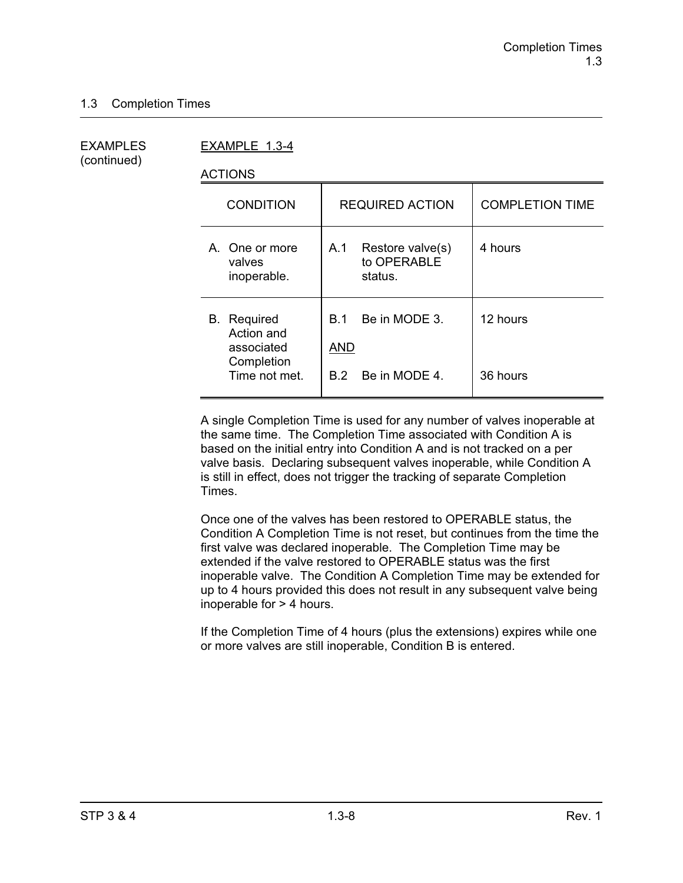## 1.3 Completion Times

EXAMPLES (continued)

EXAMPLE 1.3-4

ACTIONS

| CONDITION | REQUIRED ACTION | COMPLETION TIME |
|---|---|---|
| A. One or more valves inoperable. | A.1 Restore valve(s) to OPERABLE status. | 4 hours |
| B. Required Action and associated Completion Time not met. | B.1 Be in MODE 3.<br><br>AND<br><br>B.2 Be in MODE 4. | 12 hours<br><br><br><br>36 hours |

A single Completion Time is used for any number of valves inoperable at the same time. The Completion Time associated with Condition A is based on the initial entry into Condition A and is not tracked on a per valve basis. Declaring subsequent valves inoperable, while Condition A is still in effect, does not trigger the tracking of separate Completion Times.

Once one of the valves has been restored to OPERABLE status, the Condition A Completion Time is not reset, but continues from the time the first valve was declared inoperable. The Completion Time may be extended if the valve restored to OPERABLE status was the first inoperable valve. The Condition A Completion Time may be extended for up to 4 hours provided this does not result in any subsequent valve being inoperable for > 4 hours.

If the Completion Time of 4 hours (plus the extensions) expires while one or more valves are still inoperable, Condition B is entered.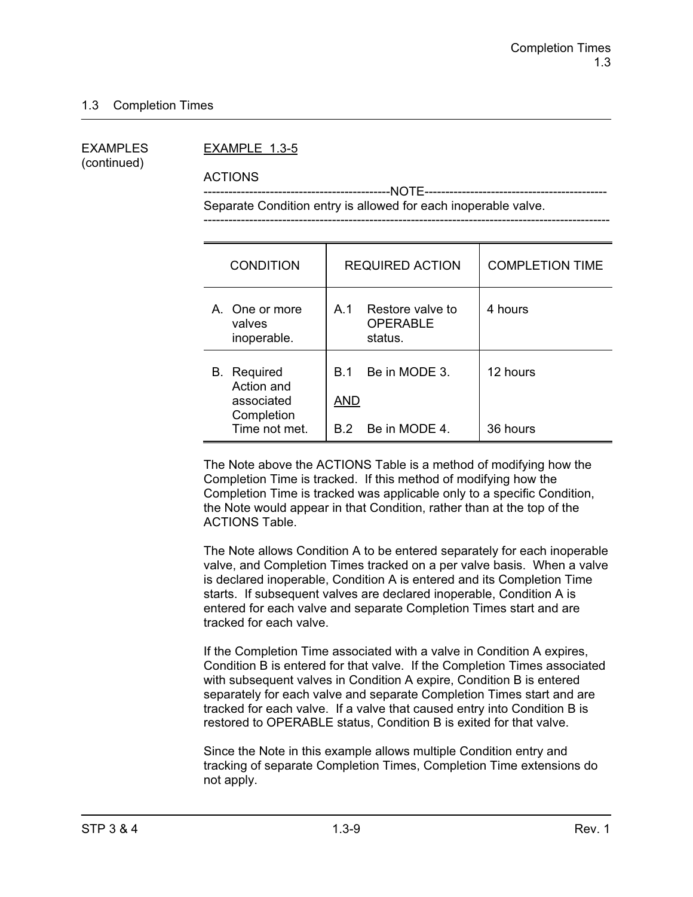## 1.3 Completion Times

EXAMPLES (continued)

EXAMPLE 1.3-5

ACTIONS

--------------------------------------------NOTE--------------------------------------------
Separate Condition entry is allowed for each inoperable valve.
-----------------------------------------------------------------------------------------------

| CONDITION | REQUIRED ACTION | COMPLETION TIME |
|---|---|---|
| A. One or more valves inoperable. | A.1 Restore valve to OPERABLE status. | 4 hours |
| B. Required Action and associated Completion Time not met. | B.1 Be in MODE 3.<br><br>AND<br><br>B.2 Be in MODE 4. | 12 hours<br><br><br><br>36 hours |

The Note above the ACTIONS Table is a method of modifying how the Completion Time is tracked. If this method of modifying how the Completion Time is tracked was applicable only to a specific Condition, the Note would appear in that Condition, rather than at the top of the ACTIONS Table.

The Note allows Condition A to be entered separately for each inoperable valve, and Completion Times tracked on a per valve basis. When a valve is declared inoperable, Condition A is entered and its Completion Time starts. If subsequent valves are declared inoperable, Condition A is entered for each valve and separate Completion Times start and are tracked for each valve.

If the Completion Time associated with a valve in Condition A expires, Condition B is entered for that valve. If the Completion Times associated with subsequent valves in Condition A expire, Condition B is entered separately for each valve and separate Completion Times start and are tracked for each valve. If a valve that caused entry into Condition B is restored to OPERABLE status, Condition B is exited for that valve.

Since the Note in this example allows multiple Condition entry and tracking of separate Completion Times, Completion Time extensions do not apply.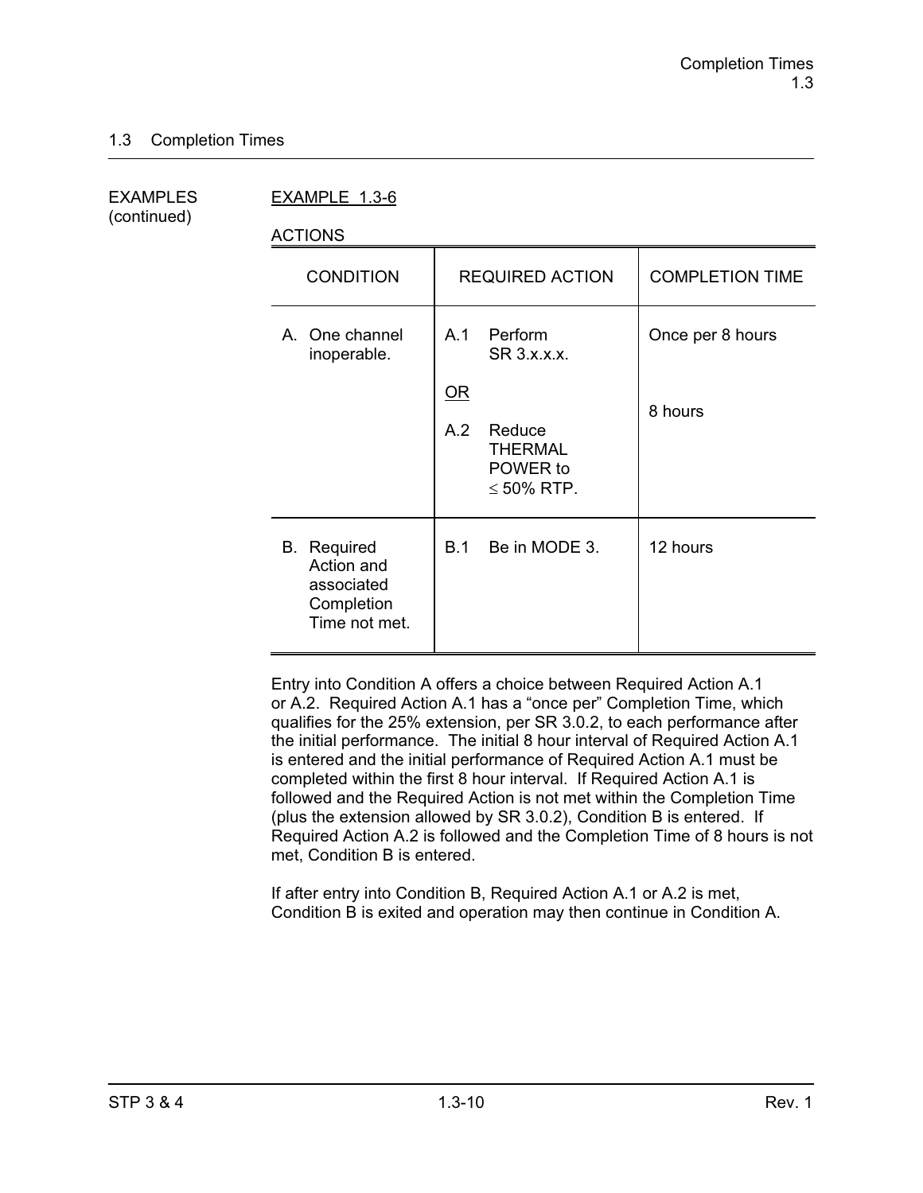## 1.3 Completion Times

EXAMPLES (continued)

EXAMPLE 1.3-6

ACTIONS

| CONDITION | REQUIRED ACTION | COMPLETION TIME |
|---|---|---|
| A. One channel inoperable. | A.1 Perform SR 3.x.x.x. <br><br> OR <br><br> A.2 Reduce THERMAL POWER to ≤ 50% RTP. | Once per 8 hours <br><br><br><br> 8 hours |
| B. Required Action and associated Completion Time not met. | B.1 Be in MODE 3. | 12 hours |

Entry into Condition A offers a choice between Required Action A.1 or A.2. Required Action A.1 has a "once per" Completion Time, which qualifies for the 25% extension, per SR 3.0.2, to each performance after the initial performance. The initial 8 hour interval of Required Action A.1 is entered and the initial performance of Required Action A.1 must be completed within the first 8 hour interval. If Required Action A.1 is followed and the Required Action is not met within the Completion Time (plus the extension allowed by SR 3.0.2), Condition B is entered. If Required Action A.2 is followed and the Completion Time of 8 hours is not met, Condition B is entered.

If after entry into Condition B, Required Action A.1 or A.2 is met, Condition B is exited and operation may then continue in Condition A.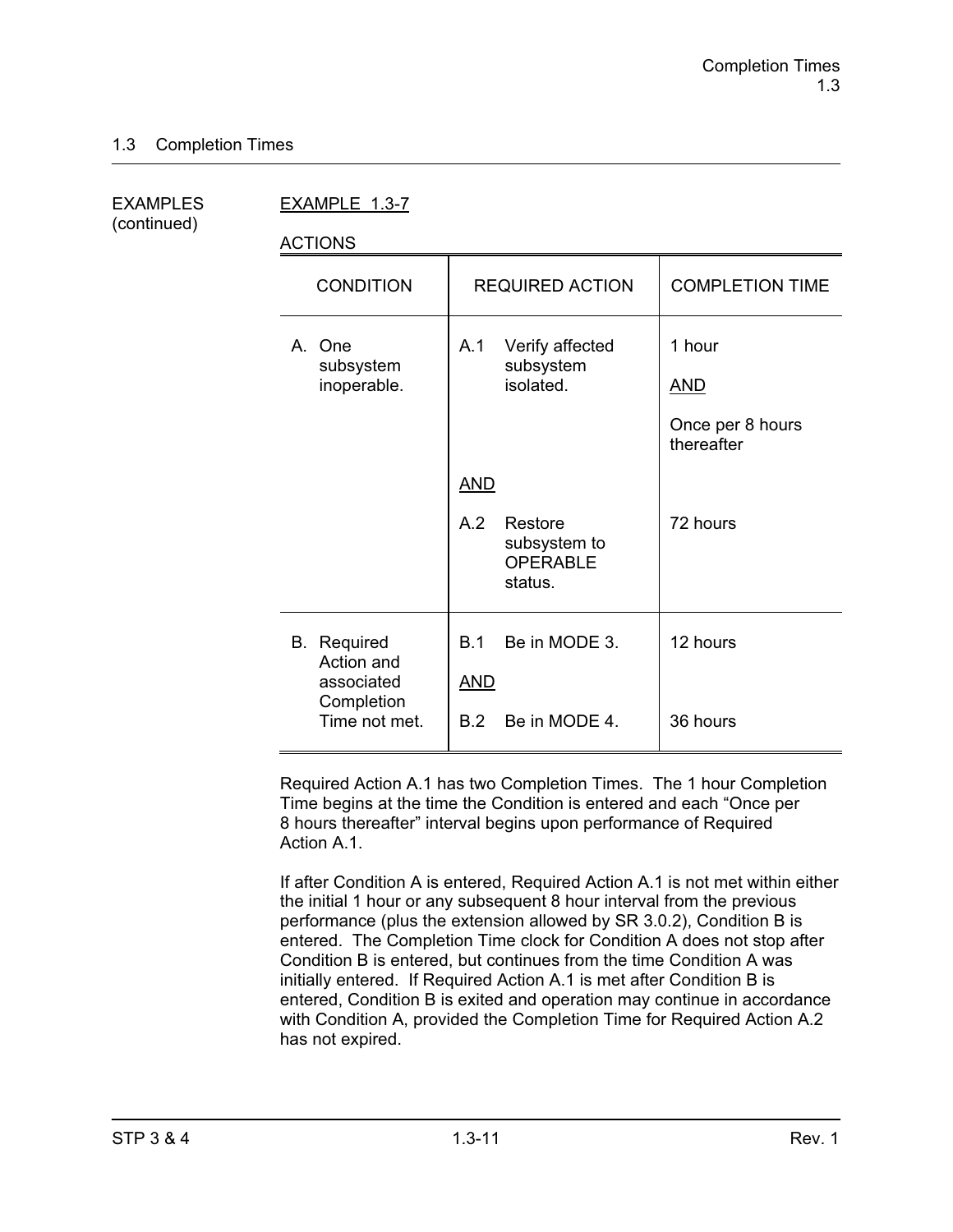## 1.3 Completion Times

EXAMPLES (continued)

EXAMPLE 1.3-7

ACTIONS

| CONDITION | REQUIRED ACTION | COMPLETION TIME |
|---|---|---|
| A. One subsystem inoperable. | A.1 Verify affected subsystem isolated. | 1 hour <br><br> AND <br><br> Once per 8 hours thereafter |
| | AND | |
| | A.2 Restore subsystem to OPERABLE status. | 72 hours |
| B. Required Action and associated Completion Time not met. | B.1 Be in MODE 3. | 12 hours |
| | AND | |
| | B.2 Be in MODE 4. | 36 hours |

Required Action A.1 has two Completion Times. The 1 hour Completion Time begins at the time the Condition is entered and each "Once per 8 hours thereafter" interval begins upon performance of Required Action A.1.

If after Condition A is entered, Required Action A.1 is not met within either the initial 1 hour or any subsequent 8 hour interval from the previous performance (plus the extension allowed by SR 3.0.2), Condition B is entered. The Completion Time clock for Condition A does not stop after Condition B is entered, but continues from the time Condition A was initially entered. If Required Action A.1 is met after Condition B is entered, Condition B is exited and operation may continue in accordance with Condition A, provided the Completion Time for Required Action A.2 has not expired.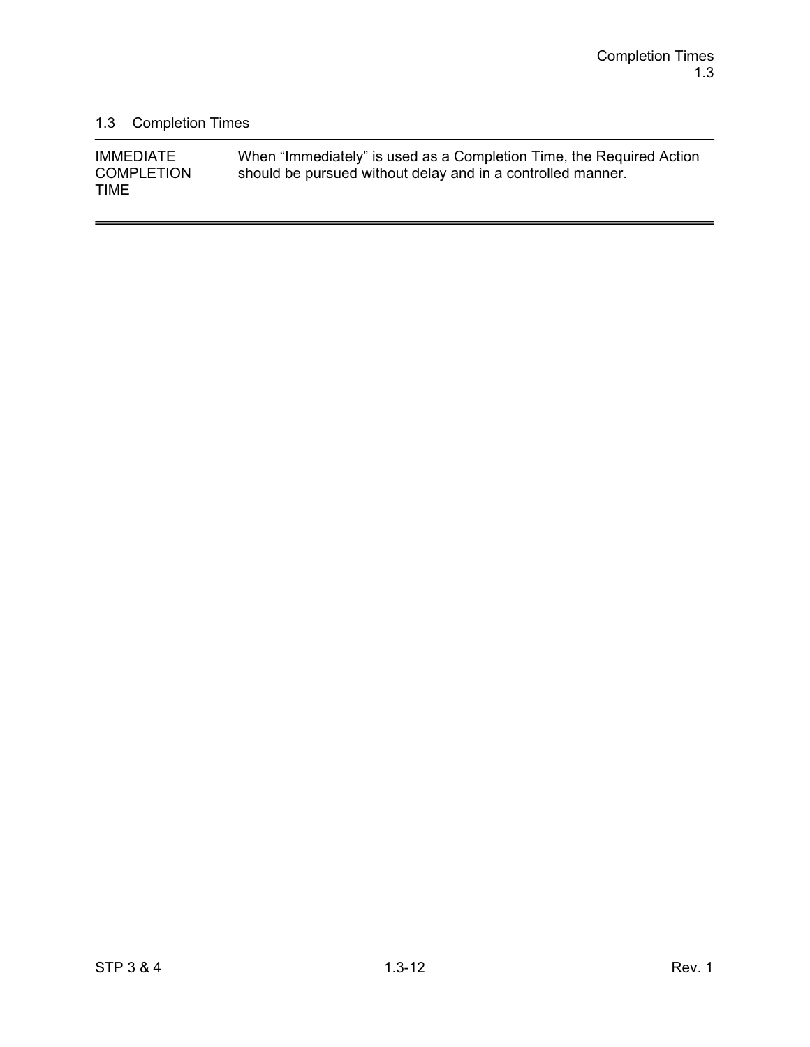## 1.3 Completion Times

| | |
|---|---|
| IMMEDIATE COMPLETION TIME | When "Immediately" is used as a Completion Time, the Required Action should be pursued without delay and in a controlled manner. |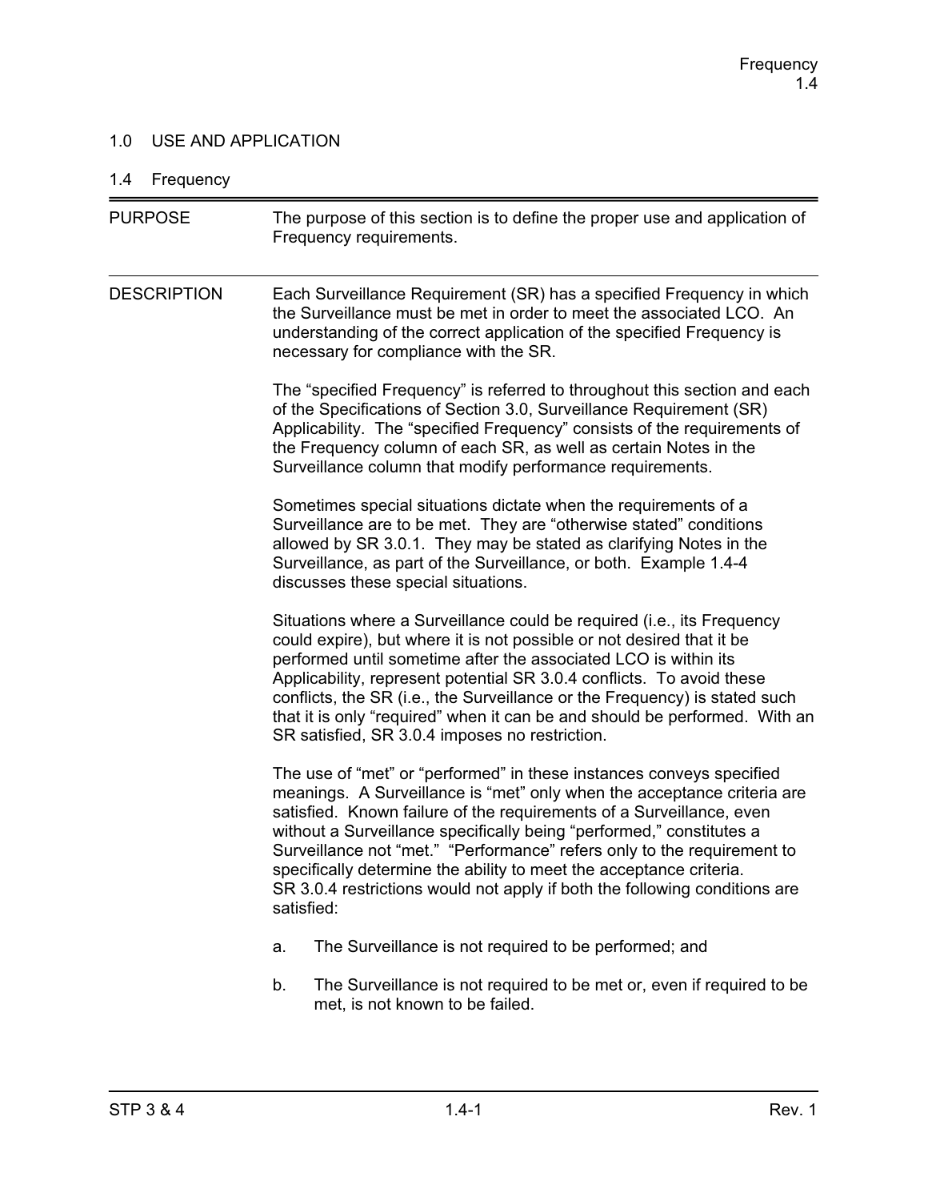## 1.0 USE AND APPLICATION

### 1.4 Frequency

**PURPOSE**

The purpose of this section is to define the proper use and application of Frequency requirements.

**DESCRIPTION**

Each Surveillance Requirement (SR) has a specified Frequency in which the Surveillance must be met in order to meet the associated LCO. An understanding of the correct application of the specified Frequency is necessary for compliance with the SR.

The "specified Frequency" is referred to throughout this section and each of the Specifications of Section 3.0, Surveillance Requirement (SR) Applicability. The "specified Frequency" consists of the requirements of the Frequency column of each SR, as well as certain Notes in the Surveillance column that modify performance requirements.

Sometimes special situations dictate when the requirements of a Surveillance are to be met. They are "otherwise stated" conditions allowed by SR 3.0.1. They may be stated as clarifying Notes in the Surveillance, as part of the Surveillance, or both. Example 1.4-4 discusses these special situations.

Situations where a Surveillance could be required (i.e., its Frequency could expire), but where it is not possible or not desired that it be performed until sometime after the associated LCO is within its Applicability, represent potential SR 3.0.4 conflicts. To avoid these conflicts, the SR (i.e., the Surveillance or the Frequency) is stated such that it is only "required" when it can be and should be performed. With an SR satisfied, SR 3.0.4 imposes no restriction.

The use of "met" or "performed" in these instances conveys specified meanings. A Surveillance is "met" only when the acceptance criteria are satisfied. Known failure of the requirements of a Surveillance, even without a Surveillance specifically being "performed," constitutes a Surveillance not "met." "Performance" refers only to the requirement to specifically determine the ability to meet the acceptance criteria. SR 3.0.4 restrictions would not apply if both the following conditions are satisfied:

a. The Surveillance is not required to be performed; and

b. The Surveillance is not required to be met or, even if required to be met, is not known to be failed.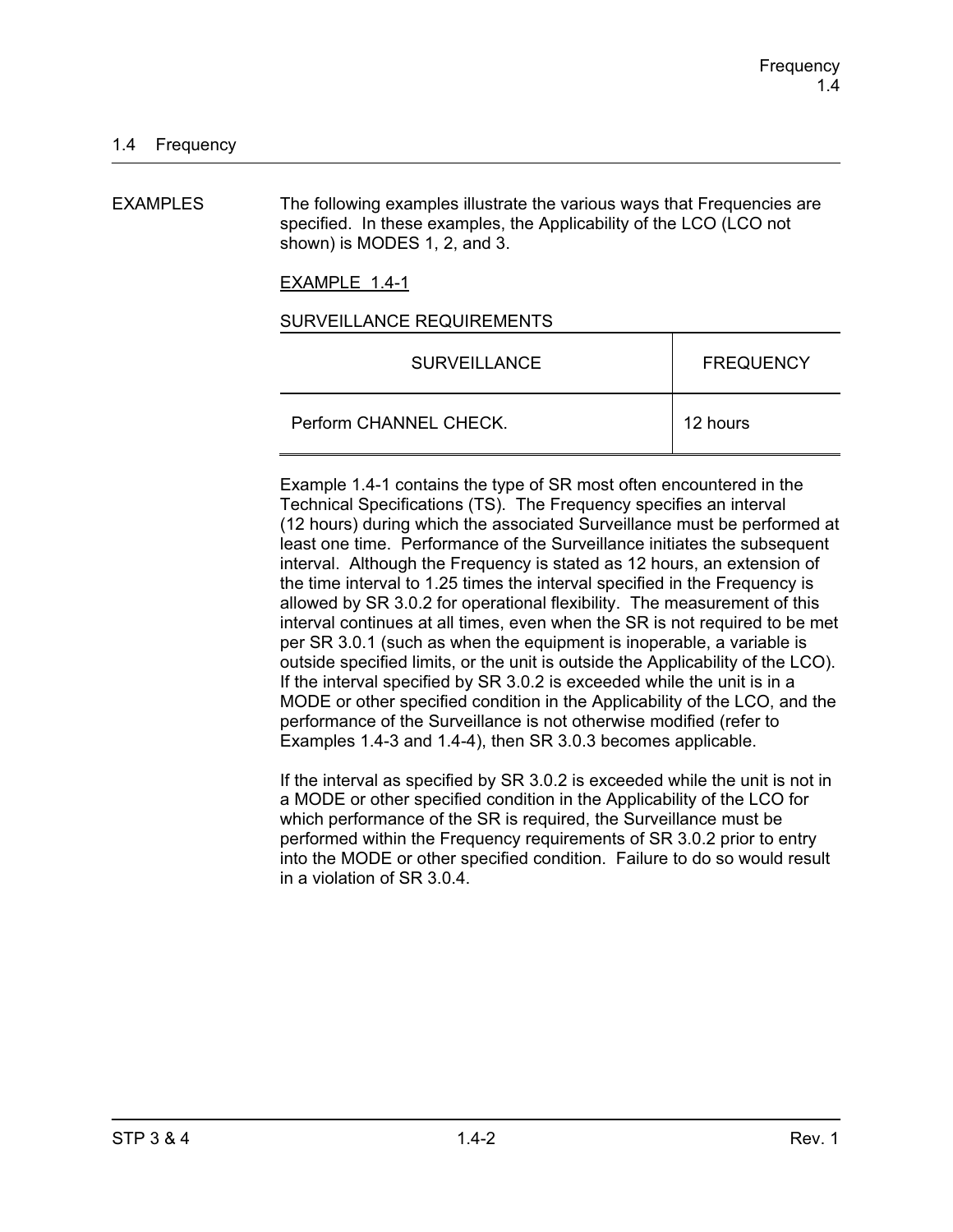## 1.4 Frequency

EXAMPLES

The following examples illustrate the various ways that Frequencies are specified. In these examples, the Applicability of the LCO (LCO not shown) is MODES 1, 2, and 3.

EXAMPLE 1.4-1

SURVEILLANCE REQUIREMENTS

| SURVEILLANCE | FREQUENCY |
|---|---|
| Perform CHANNEL CHECK. | 12 hours |

Example 1.4-1 contains the type of SR most often encountered in the Technical Specifications (TS). The Frequency specifies an interval (12 hours) during which the associated Surveillance must be performed at least one time. Performance of the Surveillance initiates the subsequent interval. Although the Frequency is stated as 12 hours, an extension of the time interval to 1.25 times the interval specified in the Frequency is allowed by SR 3.0.2 for operational flexibility. The measurement of this interval continues at all times, even when the SR is not required to be met per SR 3.0.1 (such as when the equipment is inoperable, a variable is outside specified limits, or the unit is outside the Applicability of the LCO). If the interval specified by SR 3.0.2 is exceeded while the unit is in a MODE or other specified condition in the Applicability of the LCO, and the performance of the Surveillance is not otherwise modified (refer to Examples 1.4-3 and 1.4-4), then SR 3.0.3 becomes applicable.

If the interval as specified by SR 3.0.2 is exceeded while the unit is not in a MODE or other specified condition in the Applicability of the LCO for which performance of the SR is required, the Surveillance must be performed within the Frequency requirements of SR 3.0.2 prior to entry into the MODE or other specified condition. Failure to do so would result in a violation of SR 3.0.4.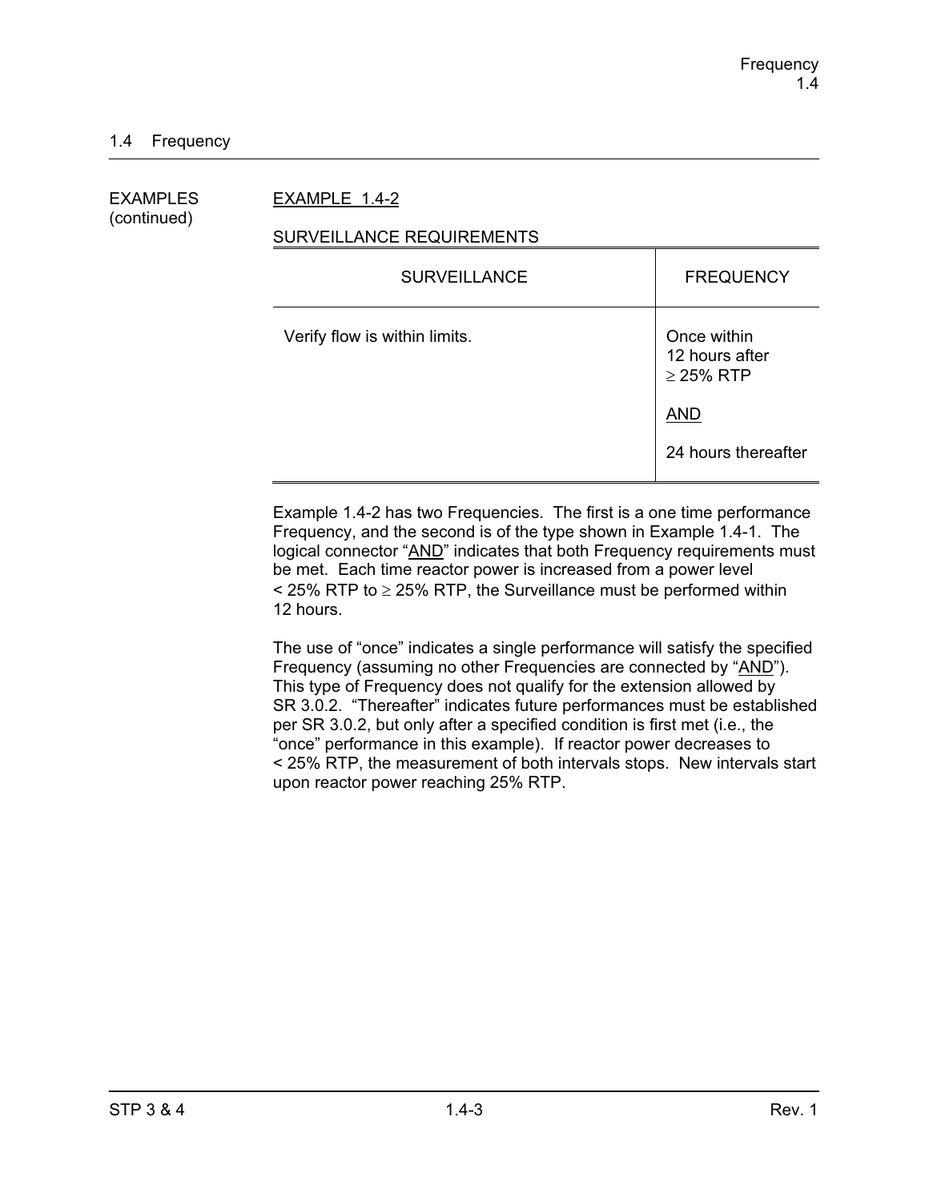## 1.4 Frequency

EXAMPLES (continued)

EXAMPLE 1.4-2

SURVEILLANCE REQUIREMENTS

| SURVEILLANCE | FREQUENCY |
|---|---|
| Verify flow is within limits. | Once within 12 hours after $\geq$ 25% RTP<br><br>AND<br><br>24 hours thereafter |

Example 1.4-2 has two Frequencies. The first is a one time performance Frequency, and the second is of the type shown in Example 1.4-1. The logical connector "AND" indicates that both Frequency requirements must be met. Each time reactor power is increased from a power level < 25% RTP to $\geq$ 25% RTP, the Surveillance must be performed within 12 hours.

The use of "once" indicates a single performance will satisfy the specified Frequency (assuming no other Frequencies are connected by "AND"). This type of Frequency does not qualify for the extension allowed by SR 3.0.2. "Thereafter" indicates future performances must be established per SR 3.0.2, but only after a specified condition is first met (i.e., the "once" performance in this example). If reactor power decreases to < 25% RTP, the measurement of both intervals stops. New intervals start upon reactor power reaching 25% RTP.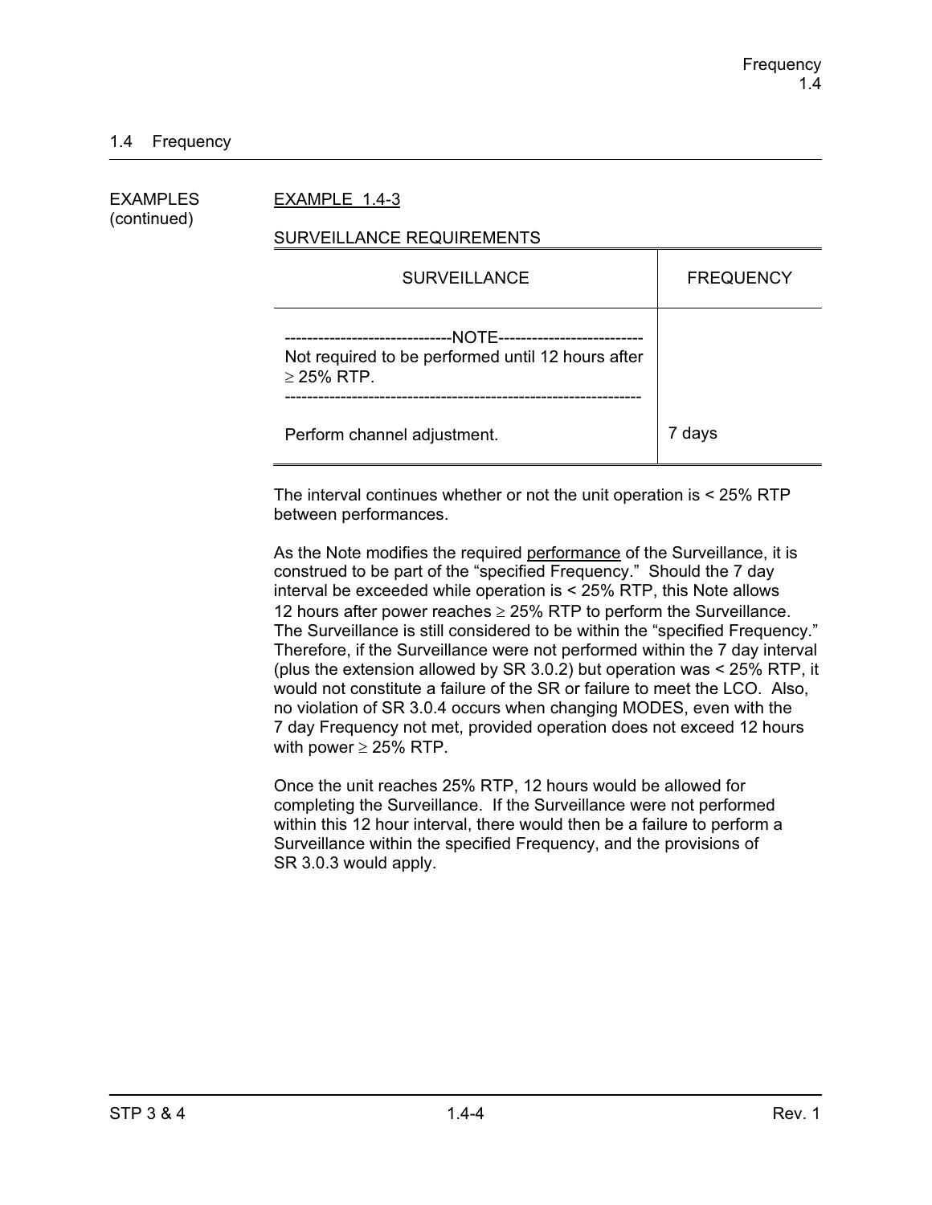## 1.4 Frequency

EXAMPLES (continued)

EXAMPLE 1.4-3

SURVEILLANCE REQUIREMENTS

| SURVEILLANCE | FREQUENCY |
|---|---|
| -----------------------------NOTE-------------------------- Not required to be performed until 12 hours after ≥ 25% RTP. --------------------------------------------------------------- Perform channel adjustment. | 7 days |

The interval continues whether or not the unit operation is < 25% RTP between performances.

As the Note modifies the required performance of the Surveillance, it is construed to be part of the "specified Frequency." Should the 7 day interval be exceeded while operation is < 25% RTP, this Note allows 12 hours after power reaches ≥ 25% RTP to perform the Surveillance. The Surveillance is still considered to be within the "specified Frequency." Therefore, if the Surveillance were not performed within the 7 day interval (plus the extension allowed by SR 3.0.2) but operation was < 25% RTP, it would not constitute a failure of the SR or failure to meet the LCO. Also, no violation of SR 3.0.4 occurs when changing MODES, even with the 7 day Frequency not met, provided operation does not exceed 12 hours with power ≥ 25% RTP.

Once the unit reaches 25% RTP, 12 hours would be allowed for completing the Surveillance. If the Surveillance were not performed within this 12 hour interval, there would then be a failure to perform a Surveillance within the specified Frequency, and the provisions of SR 3.0.3 would apply.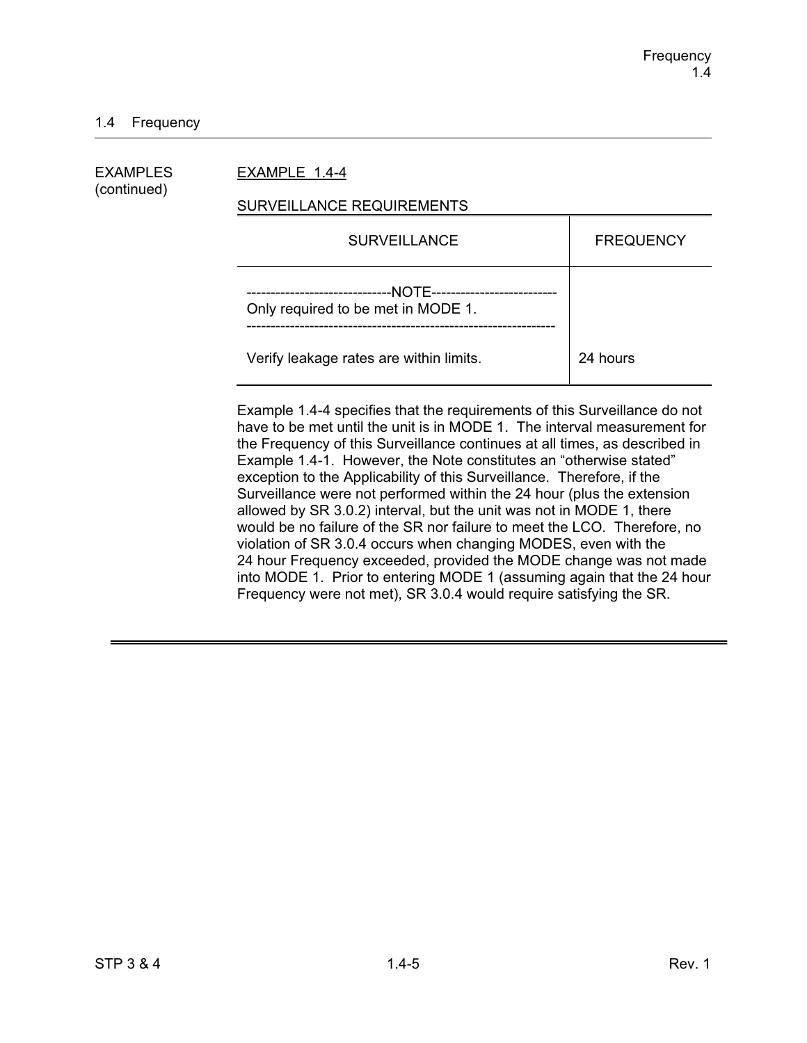## 1.4 Frequency

EXAMPLES (continued)

EXAMPLE 1.4-4

SURVEILLANCE REQUIREMENTS

| SURVEILLANCE | FREQUENCY |
|---|---|
| ------------------------------NOTE-------------------------- Only required to be met in MODE 1. -------------------------------------------------------------- Verify leakage rates are within limits. | 24 hours |

Example 1.4-4 specifies that the requirements of this Surveillance do not have to be met until the unit is in MODE 1. The interval measurement for the Frequency of this Surveillance continues at all times, as described in Example 1.4-1. However, the Note constitutes an "otherwise stated" exception to the Applicability of this Surveillance. Therefore, if the Surveillance were not performed within the 24 hour (plus the extension allowed by SR 3.0.2) interval, but the unit was not in MODE 1, there would be no failure of the SR nor failure to meet the LCO. Therefore, no violation of SR 3.0.4 occurs when changing MODES, even with the 24 hour Frequency exceeded, provided the MODE change was not made into MODE 1. Prior to entering MODE 1 (assuming again that the 24 hour Frequency were not met), SR 3.0.4 would require satisfying the SR.